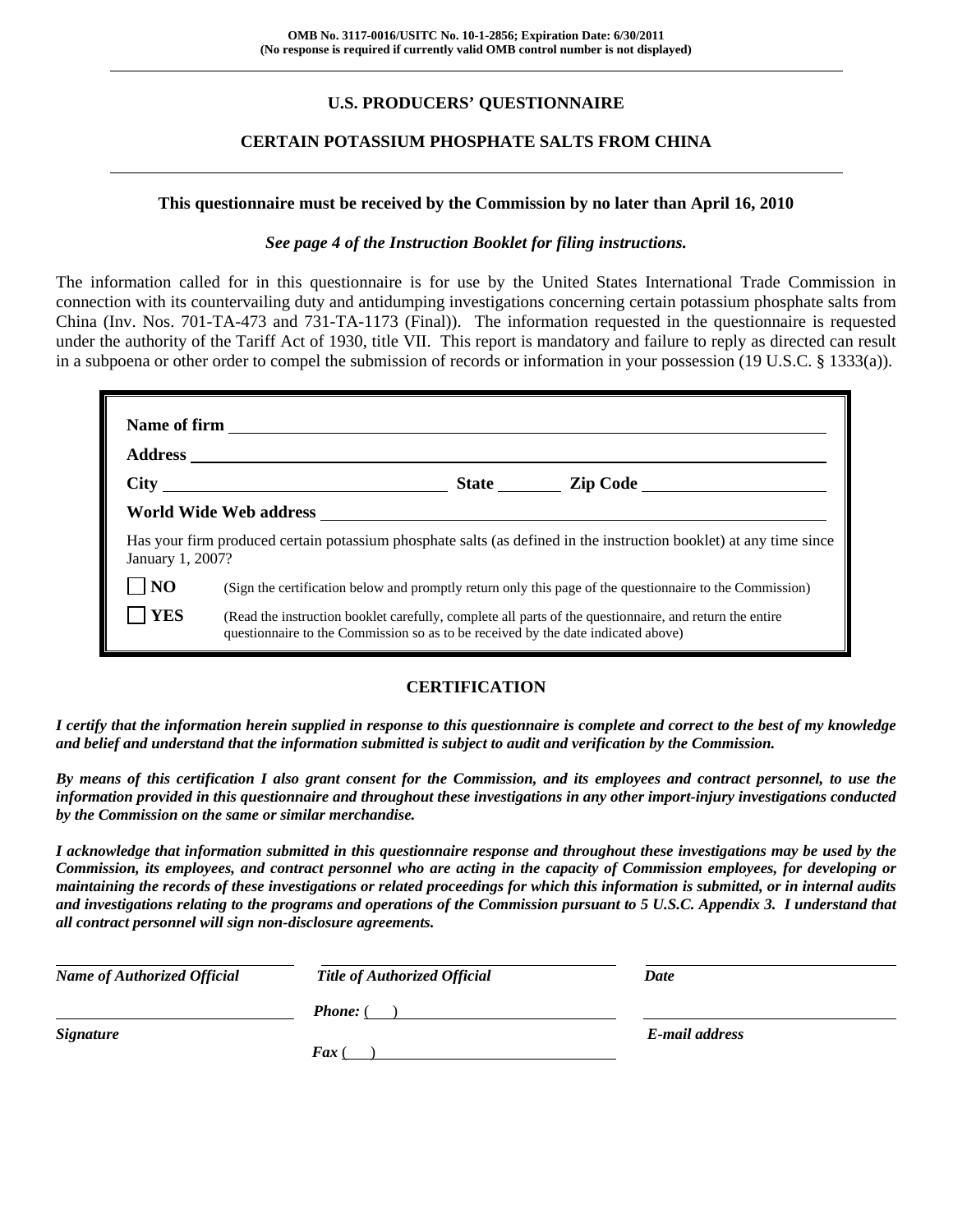**OMB No. 3117-0016/USITC No. 10-1-2856; Expiration Date: 6/30/2011**
**(No response is required if currently valid OMB control number is not displayed)**

---

## U.S. PRODUCERS' QUESTIONNAIRE

## CERTAIN POTASSIUM PHOSPHATE SALTS FROM CHINA

---

**This questionnaire must be received by the Commission by no later than April 16, 2010**

***See page 4 of the Instruction Booklet for filing instructions.***

The information called for in this questionnaire is for use by the United States International Trade Commission in connection with its countervailing duty and antidumping investigations concerning certain potassium phosphate salts from China (Inv. Nos. 701-TA-473 and 731-TA-1173 (Final)). The information requested in the questionnaire is requested under the authority of the Tariff Act of 1930, title VII. This report is mandatory and failure to reply as directed can result in a subpoena or other order to compel the submission of records or information in your possession (19 U.S.C. § 1333(a)).

**Name of firm** \_\_\_\_\_\_\_\_\_\_\_\_\_\_\_\_\_\_\_\_\_\_\_\_\_\_\_\_\_\_\_\_\_\_\_\_\_\_\_\_

**Address** \_\_\_\_\_\_\_\_\_\_\_\_\_\_\_\_\_\_\_\_\_\_\_\_\_\_\_\_\_\_\_\_\_\_\_\_\_\_\_\_

**City** \_\_\_\_\_\_\_\_\_\_\_\_\_\_\_\_\_\_\_\_ **State** \_\_\_\_\_\_\_ **Zip Code** \_\_\_\_\_\_\_\_\_\_\_\_\_\_\_\_

**World Wide Web address** \_\_\_\_\_\_\_\_\_\_\_\_\_\_\_\_\_\_\_\_\_\_\_\_\_\_\_\_\_\_\_\_\_\_\_\_\_\_\_\_

Has your firm produced certain potassium phosphate salts (as defined in the instruction booklet) at any time since January 1, 2007?

☐ **NO** (Sign the certification below and promptly return only this page of the questionnaire to the Commission)

☐ **YES** (Read the instruction booklet carefully, complete all parts of the questionnaire, and return the entire questionnaire to the Commission so as to be received by the date indicated above)

### CERTIFICATION

***I certify that the information herein supplied in response to this questionnaire is complete and correct to the best of my knowledge and belief and understand that the information submitted is subject to audit and verification by the Commission.***

***By means of this certification I also grant consent for the Commission, and its employees and contract personnel, to use the information provided in this questionnaire and throughout these investigations in any other import-injury investigations conducted by the Commission on the same or similar merchandise.***

***I acknowledge that information submitted in this questionnaire response and throughout these investigations may be used by the Commission, its employees, and contract personnel who are acting in the capacity of Commission employees, for developing or maintaining the records of these investigations or related proceedings for which this information is submitted, or in internal audits and investigations relating to the programs and operations of the Commission pursuant to 5 U.S.C. Appendix 3. I understand that all contract personnel will sign non-disclosure agreements.***

| | | |
|---|---|---|
| ***Name of Authorized Official*** | ***Title of Authorized Official*** | ***Date*** |
| | ***Phone:*** ( ) | |
| ***Signature*** | ***Fax*** ( ) | ***E-mail address*** |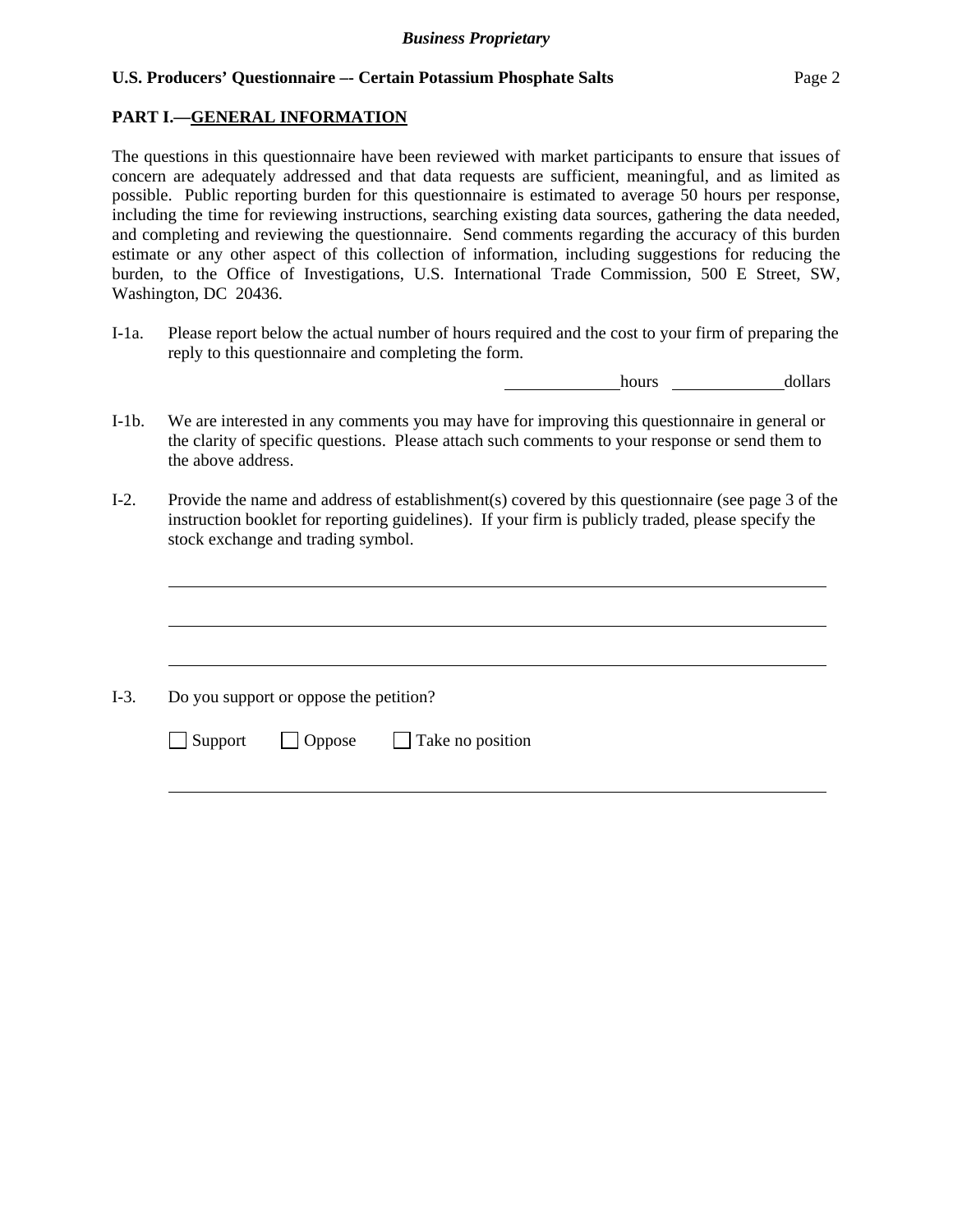## PART I.—GENERAL INFORMATION

The questions in this questionnaire have been reviewed with market participants to ensure that issues of concern are adequately addressed and that data requests are sufficient, meaningful, and as limited as possible. Public reporting burden for this questionnaire is estimated to average 50 hours per response, including the time for reviewing instructions, searching existing data sources, gathering the data needed, and completing and reviewing the questionnaire. Send comments regarding the accuracy of this burden estimate or any other aspect of this collection of information, including suggestions for reducing the burden, to the Office of Investigations, U.S. International Trade Commission, 500 E Street, SW, Washington, DC 20436.

I-1a. Please report below the actual number of hours required and the cost to your firm of preparing the reply to this questionnaire and completing the form.

______________ hours ______________ dollars

I-1b. We are interested in any comments you may have for improving this questionnaire in general or the clarity of specific questions. Please attach such comments to your response or send them to the above address.

I-2. Provide the name and address of establishment(s) covered by this questionnaire (see page 3 of the instruction booklet for reporting guidelines). If your firm is publicly traded, please specify the stock exchange and trading symbol.

________________________________________________________________________________

________________________________________________________________________________

________________________________________________________________________________

I-3. Do you support or oppose the petition?

☐ Support ☐ Oppose ☐ Take no position

________________________________________________________________________________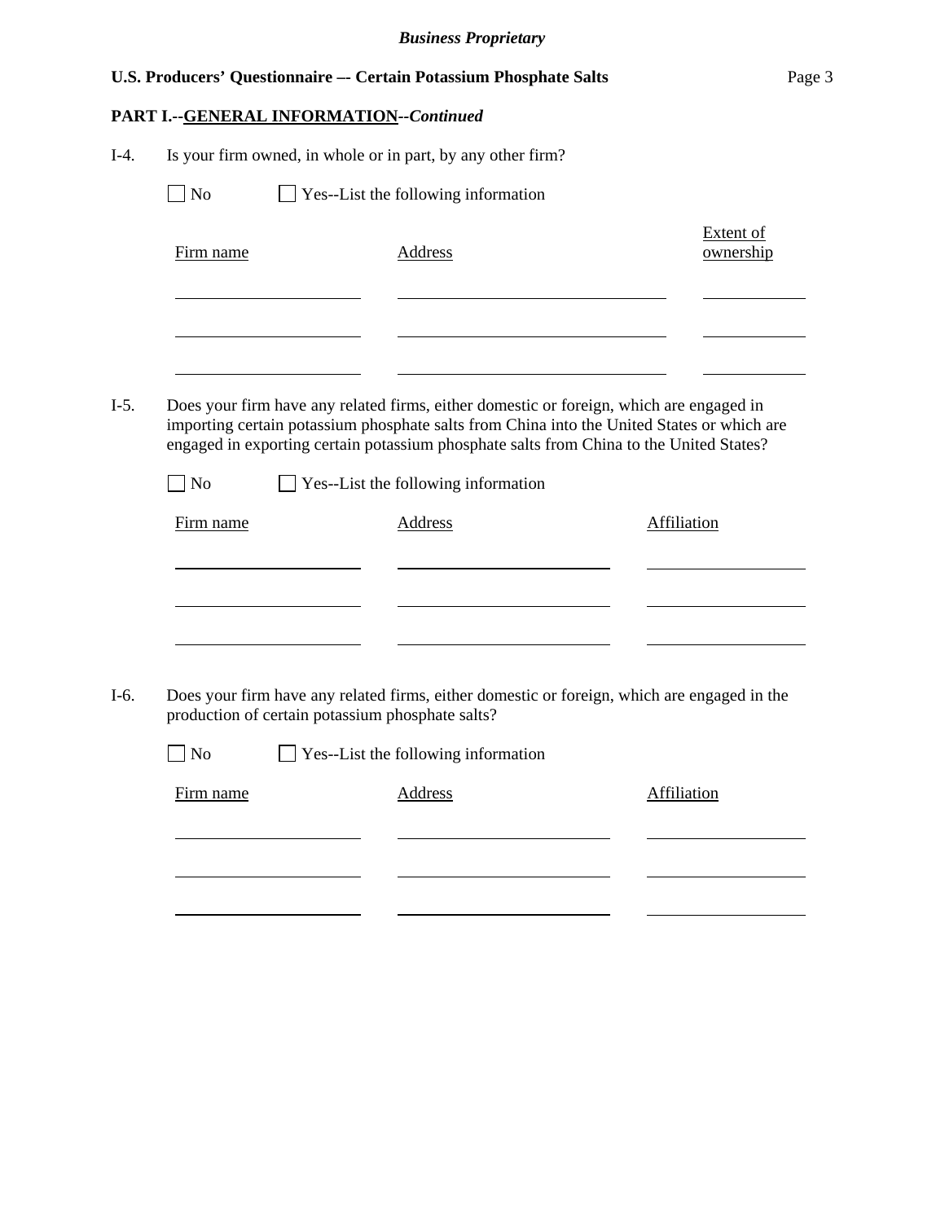*Business Proprietary*

**U.S. Producers' Questionnaire –- Certain Potassium Phosphate Salts**

**PART I.--GENERAL INFORMATION--*Continued***

I-4. Is your firm owned, in whole or in part, by any other firm?

☐ No ☐ Yes--List the following information

| Firm name | Address | Extent of ownership |
|---|---|---|
| | | |
| | | |
| | | |

I-5. Does your firm have any related firms, either domestic or foreign, which are engaged in importing certain potassium phosphate salts from China into the United States or which are engaged in exporting certain potassium phosphate salts from China to the United States?

☐ No ☐ Yes--List the following information

| Firm name | Address | Affiliation |
|---|---|---|
| | | |
| | | |
| | | |

I-6. Does your firm have any related firms, either domestic or foreign, which are engaged in the production of certain potassium phosphate salts?

☐ No ☐ Yes--List the following information

| Firm name | Address | Affiliation |
|---|---|---|
| | | |
| | | |
| | | |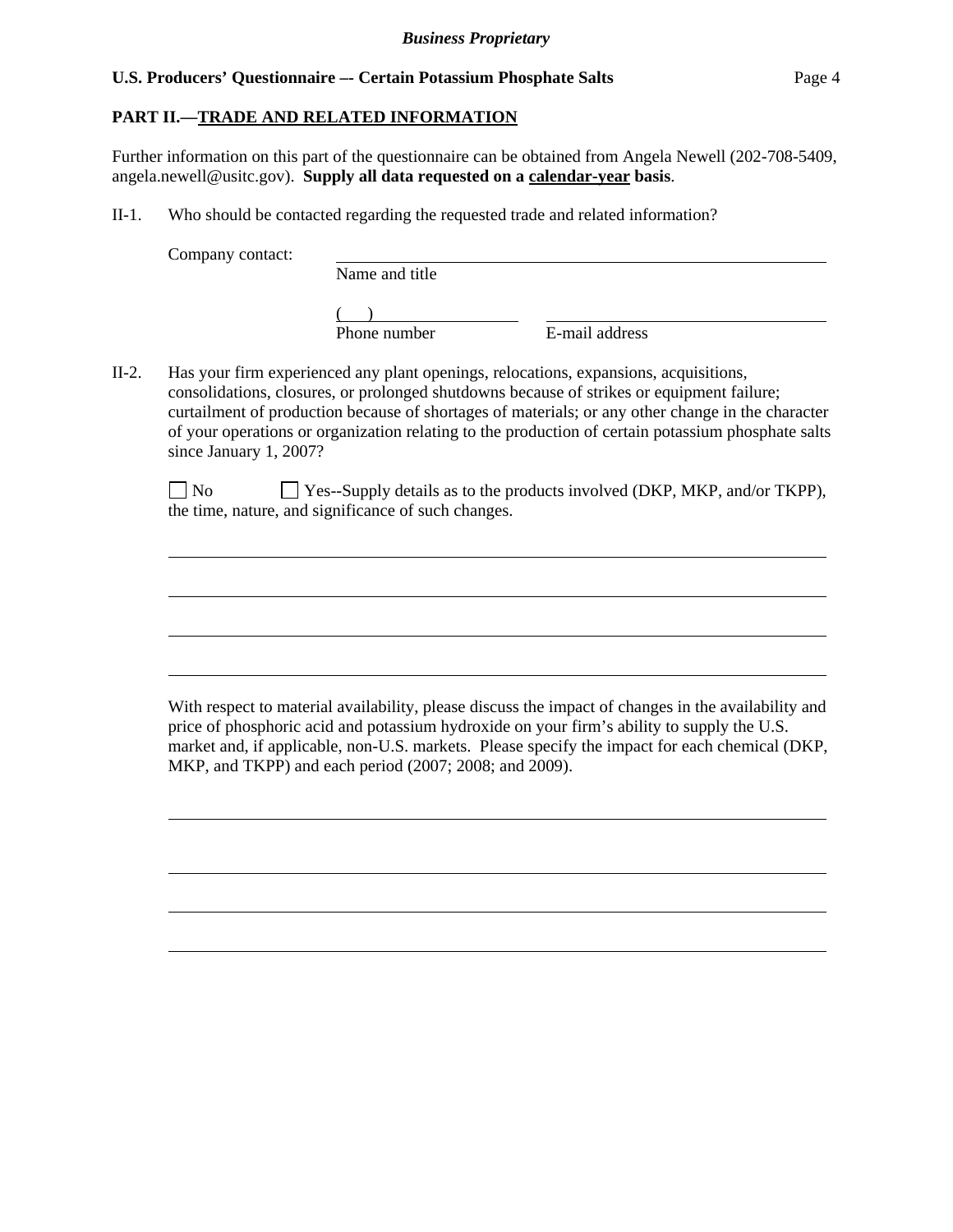**PART II.—TRADE AND RELATED INFORMATION**

Further information on this part of the questionnaire can be obtained from Angela Newell (202-708-5409, angela.newell@usitc.gov). **Supply all data requested on a calendar-year basis**.

II-1. Who should be contacted regarding the requested trade and related information?

Company contact: ______________________________
Name and title

(    ) ____________________    ______________________________
Phone number    E-mail address

II-2. Has your firm experienced any plant openings, relocations, expansions, acquisitions, consolidations, closures, or prolonged shutdowns because of strikes or equipment failure; curtailment of production because of shortages of materials; or any other change in the character of your operations or organization relating to the production of certain potassium phosphate salts since January 1, 2007?

☐ No    ☐ Yes--Supply details as to the products involved (DKP, MKP, and/or TKPP), the time, nature, and significance of such changes.

______________________________________________________________________

______________________________________________________________________

______________________________________________________________________

______________________________________________________________________

With respect to material availability, please discuss the impact of changes in the availability and price of phosphoric acid and potassium hydroxide on your firm's ability to supply the U.S. market and, if applicable, non-U.S. markets. Please specify the impact for each chemical (DKP, MKP, and TKPP) and each period (2007; 2008; and 2009).

______________________________________________________________________

______________________________________________________________________

______________________________________________________________________

______________________________________________________________________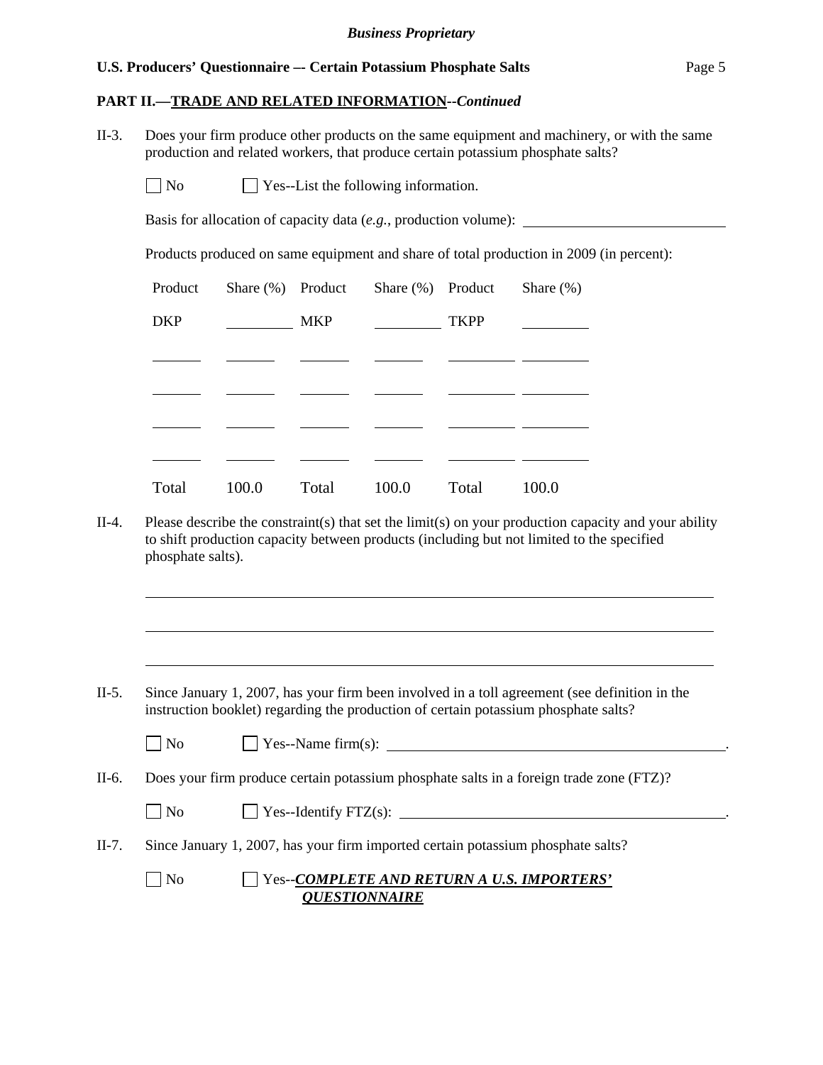**PART II.—TRADE AND RELATED INFORMATION**--*Continued*

II-3. Does your firm produce other products on the same equipment and machinery, or with the same production and related workers, that produce certain potassium phosphate salts?

☐ No ☐ Yes--List the following information.

Basis for allocation of capacity data (*e.g.*, production volume): ____________________

Products produced on same equipment and share of total production in 2009 (in percent):

| Product | Share (%) | Product | Share (%) | Product | Share (%) |
|---|---|---|---|---|---|
| DKP | ______ | MKP | ______ | TKPP | ______ |
| ______ | ______ | ______ | ______ | ______ | ______ |
| ______ | ______ | ______ | ______ | ______ | ______ |
| ______ | ______ | ______ | ______ | ______ | ______ |
| ______ | ______ | ______ | ______ | ______ | ______ |
| Total | 100.0 | Total | 100.0 | Total | 100.0 |

II-4. Please describe the constraint(s) that set the limit(s) on your production capacity and your ability to shift production capacity between products (including but not limited to the specified phosphate salts).

______________________________________________________________________

______________________________________________________________________

______________________________________________________________________

II-5. Since January 1, 2007, has your firm been involved in a toll agreement (see definition in the instruction booklet) regarding the production of certain potassium phosphate salts?

☐ No ☐ Yes--Name firm(s): ____________________________________.

II-6. Does your firm produce certain potassium phosphate salts in a foreign trade zone (FTZ)?

☐ No ☐ Yes--Identify FTZ(s): ____________________________________.

II-7. Since January 1, 2007, has your firm imported certain potassium phosphate salts?

☐ No ☐ Yes--***COMPLETE AND RETURN A U.S. IMPORTERS' QUESTIONNAIRE***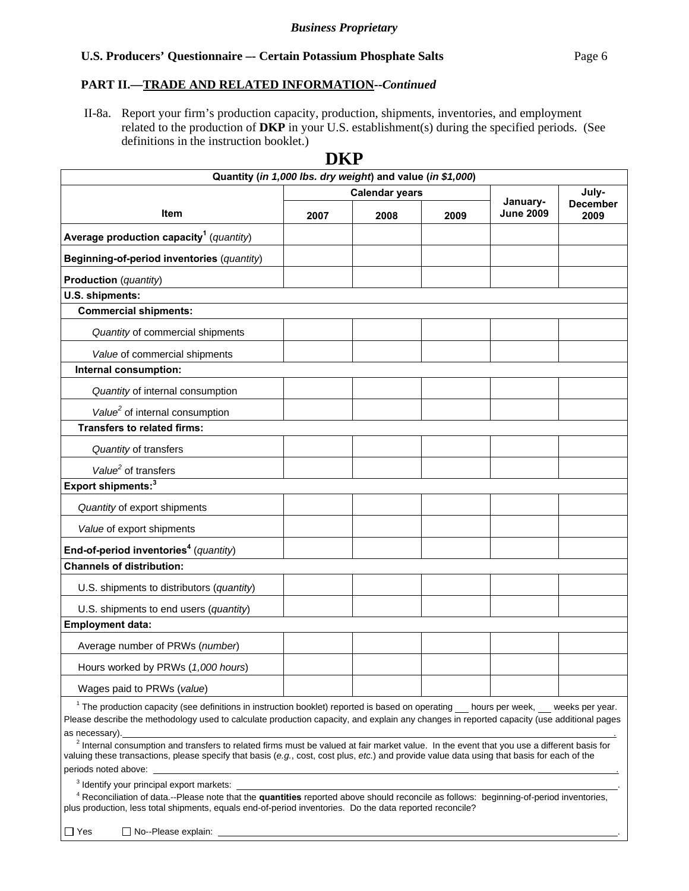*Business Proprietary*

**U.S. Producers' Questionnaire –- Certain Potassium Phosphate Salts**

**PART II.—TRADE AND RELATED INFORMATION--*Continued***

II-8a. Report your firm's production capacity, production, shipments, inventories, and employment related to the production of **DKP** in your U.S. establishment(s) during the specified periods. (See definitions in the instruction booklet.)

# DKP

| Quantity (*in 1,000 lbs. dry weight*) and value (*in $1,000*) | | | | | |
|---|---|---|---|---|---|
| | Calendar years | | | January-June 2009 | July-December 2009 |
| **Item** | **2007** | **2008** | **2009** | | |
| **Average production capacity**[1] (*quantity*) | | | | | |
| **Beginning-of-period inventories** (*quantity*) | | | | | |
| **Production** (*quantity*) | | | | | |
| **U.S. shipments:** | | | | | |
| **Commercial shipments:** | | | | | |
| *Quantity* of commercial shipments | | | | | |
| *Value* of commercial shipments | | | | | |
| **Internal consumption:** | | | | | |
| *Quantity* of internal consumption | | | | | |
| *Value*[2] of internal consumption | | | | | |
| **Transfers to related firms:** | | | | | |
| *Quantity* of transfers | | | | | |
| *Value*[2] of transfers | | | | | |
| **Export shipments:**[3] | | | | | |
| *Quantity* of export shipments | | | | | |
| *Value* of export shipments | | | | | |
| **End-of-period inventories**[4] (*quantity*) | | | | | |
| **Channels of distribution:** | | | | | |
| U.S. shipments to distributors (*quantity*) | | | | | |
| U.S. shipments to end users (*quantity*) | | | | | |
| **Employment data:** | | | | | |
| Average number of PRWs (*number*) | | | | | |
| Hours worked by PRWs (*1,000 hours*) | | | | | |
| Wages paid to PRWs (*value*) | | | | | |

[1] The production capacity (see definitions in instruction booklet) reported is based on operating ___ hours per week, ___ weeks per year. Please describe the methodology used to calculate production capacity, and explain any changes in reported capacity (use additional pages as necessary).______________________________________________.

[2] Internal consumption and transfers to related firms must be valued at fair market value. In the event that you use a different basis for valuing these transactions, please specify that basis (*e.g.*, cost, cost plus, *etc.*) and provide value data using that basis for each of the periods noted above: ______________________________________________.

[3] Identify your principal export markets: ______________________________________________.

[4] Reconciliation of data.--Please note that the **quantities** reported above should reconcile as follows: beginning-of-period inventories, plus production, less total shipments, equals end-of-period inventories. Do the data reported reconcile?

☐ Yes ☐ No--Please explain: ______________________________________________.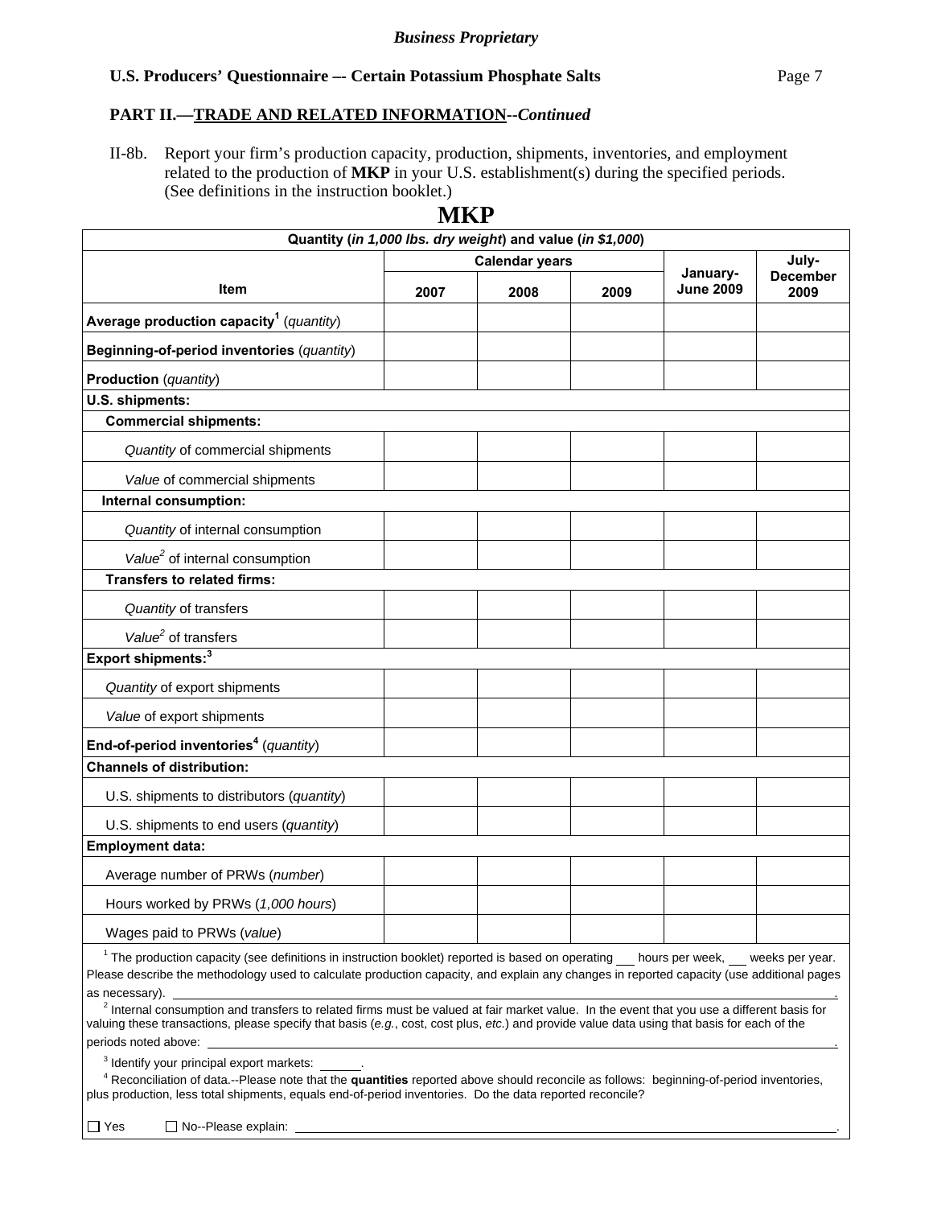*Business Proprietary*

**U.S. Producers' Questionnaire –- Certain Potassium Phosphate Salts**

**PART II.—TRADE AND RELATED INFORMATION--*Continued***

II-8b. Report your firm's production capacity, production, shipments, inventories, and employment related to the production of **MKP** in your U.S. establishment(s) during the specified periods. (See definitions in the instruction booklet.)

# MKP

| Quantity (*in 1,000 lbs. dry weight*) and value (*in $1,000*) | | | | | |
|---|---|---|---|---|---|
| **Item** | **Calendar years** | | | **January-June 2009** | **July-December 2009** |
| | **2007** | **2008** | **2009** | | |
| **Average production capacity**[1] (*quantity*) | | | | | |
| **Beginning-of-period inventories** (*quantity*) | | | | | |
| **Production** (*quantity*) | | | | | |
| **U.S. shipments:** | | | | | |
| **Commercial shipments:** | | | | | |
| *Quantity* of commercial shipments | | | | | |
| *Value* of commercial shipments | | | | | |
| **Internal consumption:** | | | | | |
| *Quantity* of internal consumption | | | | | |
| *Value*[2] of internal consumption | | | | | |
| **Transfers to related firms:** | | | | | |
| *Quantity* of transfers | | | | | |
| *Value*[2] of transfers | | | | | |
| **Export shipments:**[3] | | | | | |
| *Quantity* of export shipments | | | | | |
| *Value* of export shipments | | | | | |
| **End-of-period inventories**[4] (*quantity*) | | | | | |
| **Channels of distribution:** | | | | | |
| U.S. shipments to distributors (*quantity*) | | | | | |
| U.S. shipments to end users (*quantity*) | | | | | |
| **Employment data:** | | | | | |
| Average number of PRWs (*number*) | | | | | |
| Hours worked by PRWs (*1,000 hours*) | | | | | |
| Wages paid to PRWs (*value*) | | | | | |

[1] The production capacity (see definitions in instruction booklet) reported is based on operating ___ hours per week, ___ weeks per year. Please describe the methodology used to calculate production capacity, and explain any changes in reported capacity (use additional pages as necessary). ____________________.

[2] Internal consumption and transfers to related firms must be valued at fair market value. In the event that you use a different basis for valuing these transactions, please specify that basis (*e.g.*, cost, cost plus, *etc.*) and provide value data using that basis for each of the periods noted above: ____________________.

[3] Identify your principal export markets: ______.

[4] Reconciliation of data.--Please note that the **quantities** reported above should reconcile as follows: beginning-of-period inventories, plus production, less total shipments, equals end-of-period inventories. Do the data reported reconcile?

☐ Yes ☐ No--Please explain: ____________________.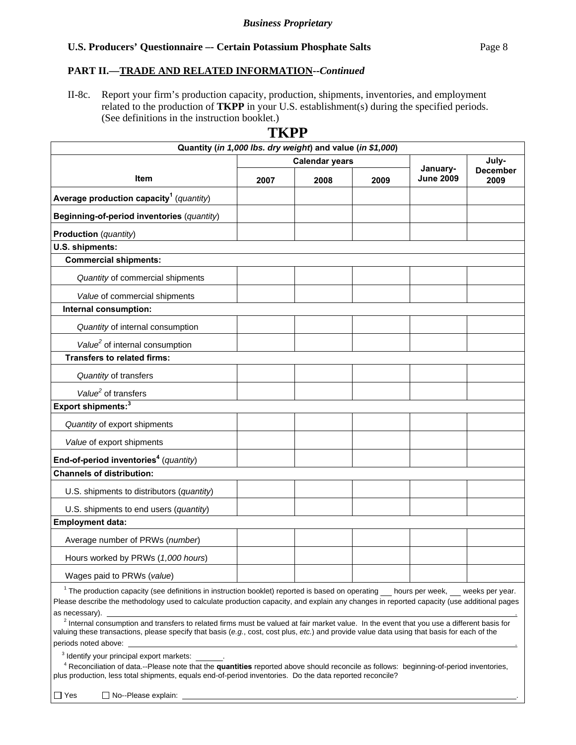*Business Proprietary*

**U.S. Producers' Questionnaire –- Certain Potassium Phosphate Salts**

**PART II.—TRADE AND RELATED INFORMATION--*Continued***

II-8c. Report your firm's production capacity, production, shipments, inventories, and employment related to the production of **TKPP** in your U.S. establishment(s) during the specified periods. (See definitions in the instruction booklet.)

## TKPP

| Quantity (*in 1,000 lbs. dry weight*) and value (*in $1,000*) | | | | | |
|---|---|---|---|---|---|
| **Item** | **Calendar years** | | | **January-June 2009** | **July-December 2009** |
| | **2007** | **2008** | **2009** | | |
| **Average production capacity**[1] (*quantity*) | | | | | |
| **Beginning-of-period inventories** (*quantity*) | | | | | |
| **Production** (*quantity*) | | | | | |
| **U.S. shipments:** | | | | | |
| **Commercial shipments:** | | | | | |
| *Quantity* of commercial shipments | | | | | |
| *Value* of commercial shipments | | | | | |
| **Internal consumption:** | | | | | |
| *Quantity* of internal consumption | | | | | |
| *Value*[2] of internal consumption | | | | | |
| **Transfers to related firms:** | | | | | |
| *Quantity* of transfers | | | | | |
| *Value*[2] of transfers | | | | | |
| **Export shipments:**[3] | | | | | |
| *Quantity* of export shipments | | | | | |
| *Value* of export shipments | | | | | |
| **End-of-period inventories**[4] (*quantity*) | | | | | |
| **Channels of distribution:** | | | | | |
| U.S. shipments to distributors (*quantity*) | | | | | |
| U.S. shipments to end users (*quantity*) | | | | | |
| **Employment data:** | | | | | |
| Average number of PRWs (*number*) | | | | | |
| Hours worked by PRWs (*1,000 hours*) | | | | | |
| Wages paid to PRWs (*value*) | | | | | |

[1] The production capacity (see definitions in instruction booklet) reported is based on operating ___ hours per week, ___ weeks per year. Please describe the methodology used to calculate production capacity, and explain any changes in reported capacity (use additional pages as necessary). ________________.

[2] Internal consumption and transfers to related firms must be valued at fair market value. In the event that you use a different basis for valuing these transactions, please specify that basis (*e.g.*, cost, cost plus, *etc.*) and provide value data using that basis for each of the periods noted above: ________________.

[3] Identify your principal export markets: ______.

[4] Reconciliation of data.--Please note that the **quantities** reported above should reconcile as follows: beginning-of-period inventories, plus production, less total shipments, equals end-of-period inventories. Do the data reported reconcile?

☐ Yes ☐ No--Please explain: ________________.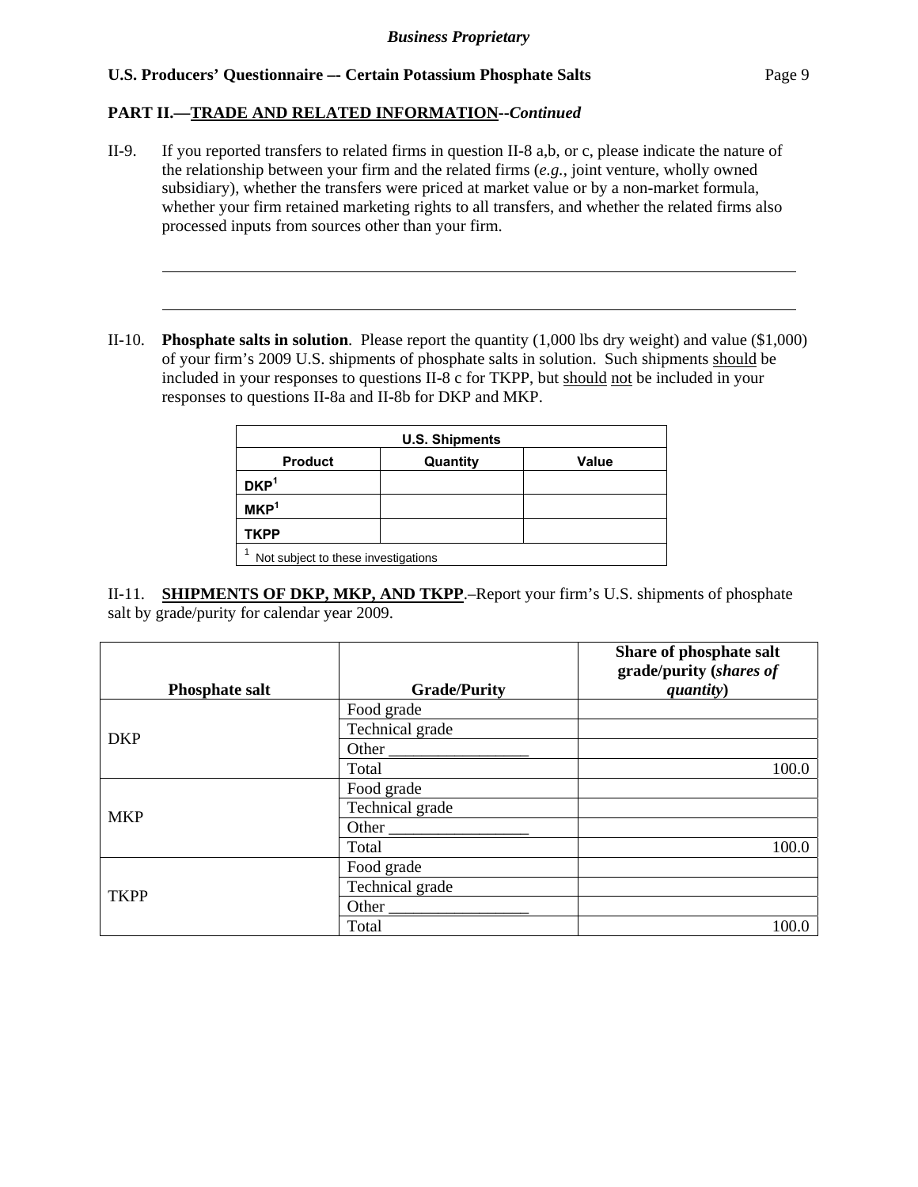**PART II.—TRADE AND RELATED INFORMATION**--*Continued*

II-9. If you reported transfers to related firms in question II-8 a,b, or c, please indicate the nature of the relationship between your firm and the related firms (*e.g.*, joint venture, wholly owned subsidiary), whether the transfers were priced at market value or by a non-market formula, whether your firm retained marketing rights to all transfers, and whether the related firms also processed inputs from sources other than your firm.

______________________________________________________________________________

______________________________________________________________________________

II-10. **Phosphate salts in solution**. Please report the quantity (1,000 lbs dry weight) and value ($1,000) of your firm's 2009 U.S. shipments of phosphate salts in solution. Such shipments should be included in your responses to questions II-8 c for TKPP, but should not be included in your responses to questions II-8a and II-8b for DKP and MKP.

| U.S. Shipments | | |
|---|---|---|
| **Product** | **Quantity** | **Value** |
| **DKP**[1] | | |
| **MKP**[1] | | |
| **TKPP** | | |

[1] Not subject to these investigations

II-11. **SHIPMENTS OF DKP, MKP, AND TKPP**.–Report your firm's U.S. shipments of phosphate salt by grade/purity for calendar year 2009.

| Phosphate salt | Grade/Purity | Share of phosphate salt grade/purity (*shares of quantity*) |
|---|---|---|
| DKP | Food grade | |
| | Technical grade | |
| | Other _________________ | |
| | Total | 100.0 |
| MKP | Food grade | |
| | Technical grade | |
| | Other _________________ | |
| | Total | 100.0 |
| TKPP | Food grade | |
| | Technical grade | |
| | Other _________________ | |
| | Total | 100.0 |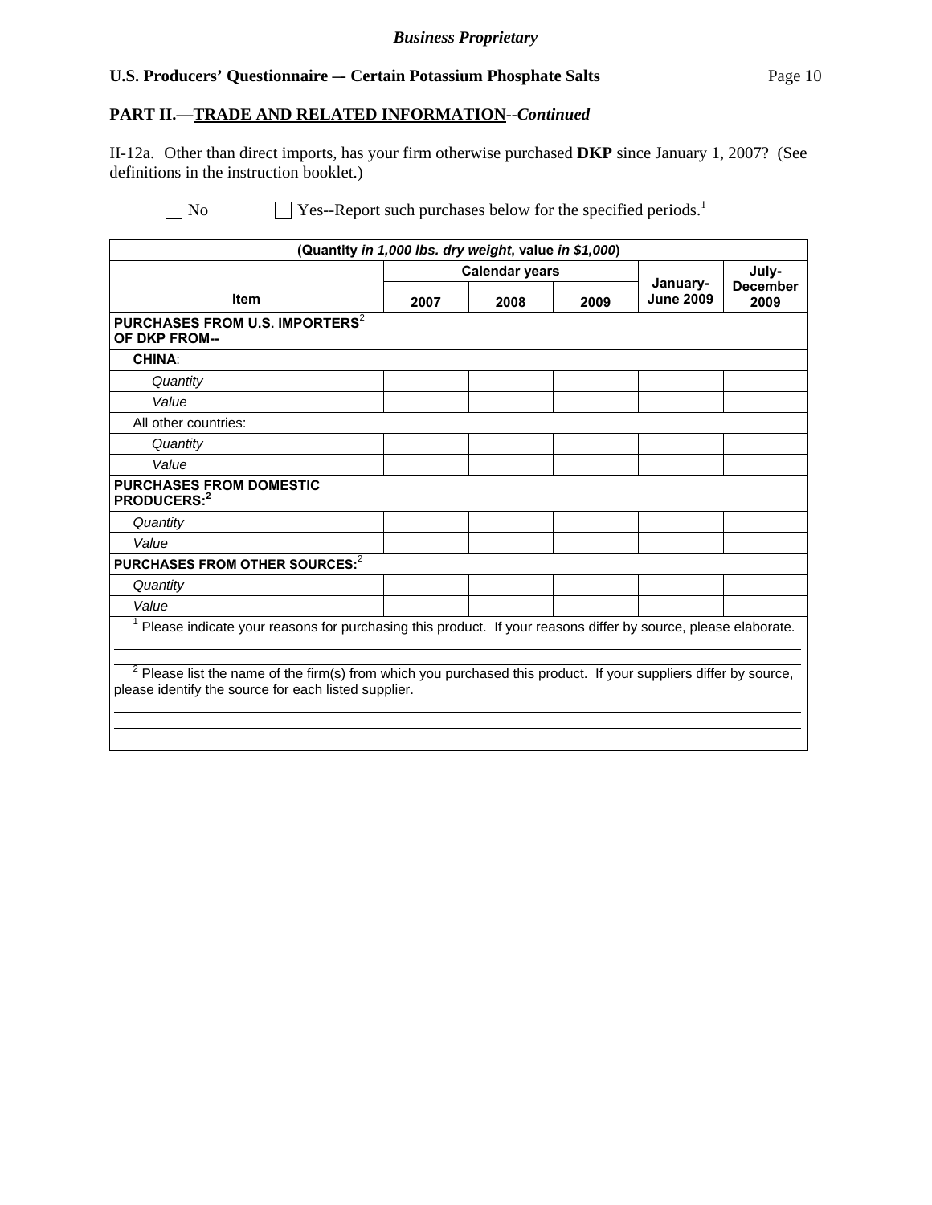**Business Proprietary**

**U.S. Producers' Questionnaire –- Certain Potassium Phosphate Salts**

**PART II.—TRADE AND RELATED INFORMATION**--*Continued*

II-12a. Other than direct imports, has your firm otherwise purchased **DKP** since January 1, 2007? (See definitions in the instruction booklet.)

☐ No ☐ Yes--Report such purchases below for the specified periods.[1]

| (Quantity *in 1,000 lbs. dry weight*, value *in $1,000*) | | | | | |
|---|---|---|---|---|---|
| | Calendar years | | | | |
| **Item** | **2007** | **2008** | **2009** | **January-June 2009** | **July-December 2009** |
| **PURCHASES FROM U.S. IMPORTERS[2] OF DKP FROM--** | | | | | |
| **CHINA**: | | | | | |
| *Quantity* | | | | | |
| *Value* | | | | | |
| All other countries: | | | | | |
| *Quantity* | | | | | |
| *Value* | | | | | |
| **PURCHASES FROM DOMESTIC PRODUCERS:[2]** | | | | | |
| *Quantity* | | | | | |
| *Value* | | | | | |
| **PURCHASES FROM OTHER SOURCES:[2]** | | | | | |
| *Quantity* | | | | | |
| *Value* | | | | | |

[1] Please indicate your reasons for purchasing this product. If your reasons differ by source, please elaborate.

[2] Please list the name of the firm(s) from which you purchased this product. If your suppliers differ by source, please identify the source for each listed supplier.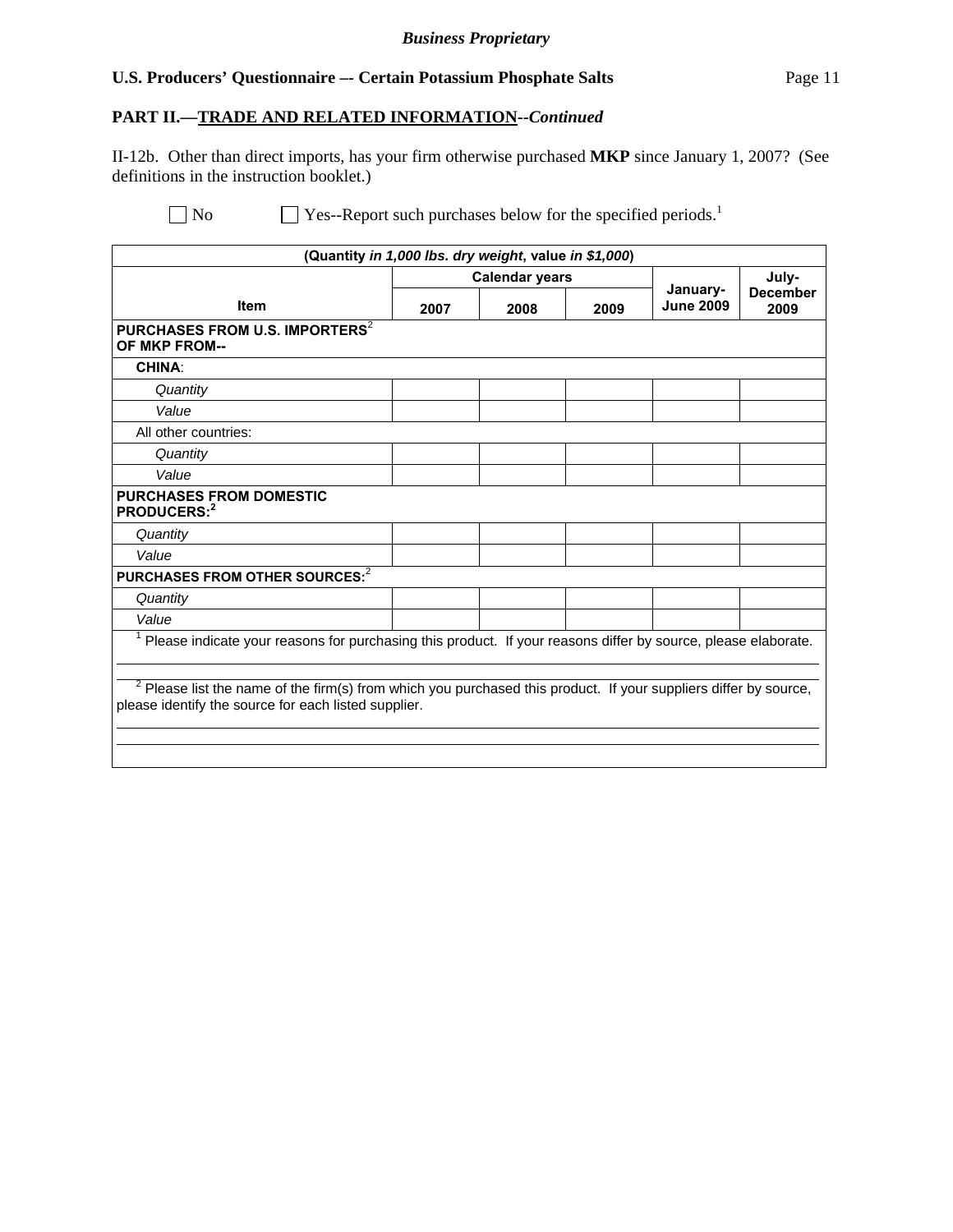**Business Proprietary**

**U.S. Producers' Questionnaire –- Certain Potassium Phosphate Salts**

**PART II.—TRADE AND RELATED INFORMATION--*Continued***

II-12b. Other than direct imports, has your firm otherwise purchased **MKP** since January 1, 2007? (See definitions in the instruction booklet.)

☐ No ☐ Yes--Report such purchases below for the specified periods.[1]

| (Quantity *in 1,000 lbs. dry weight*, value *in $1,000*) | | | | | |
|---|---|---|---|---|---|
| Item | Calendar years | | | January-June 2009 | July-December 2009 |
| | 2007 | 2008 | 2009 | | |
| **PURCHASES FROM U.S. IMPORTERS[2] OF MKP FROM--** | | | | | |
| **CHINA**: | | | | | |
| *Quantity* | | | | | |
| *Value* | | | | | |
| All other countries: | | | | | |
| *Quantity* | | | | | |
| *Value* | | | | | |
| **PURCHASES FROM DOMESTIC PRODUCERS:[2]** | | | | | |
| *Quantity* | | | | | |
| *Value* | | | | | |
| **PURCHASES FROM OTHER SOURCES:[2]** | | | | | |
| *Quantity* | | | | | |
| *Value* | | | | | |

[1] Please indicate your reasons for purchasing this product. If your reasons differ by source, please elaborate.

[2] Please list the name of the firm(s) from which you purchased this product. If your suppliers differ by source, please identify the source for each listed supplier.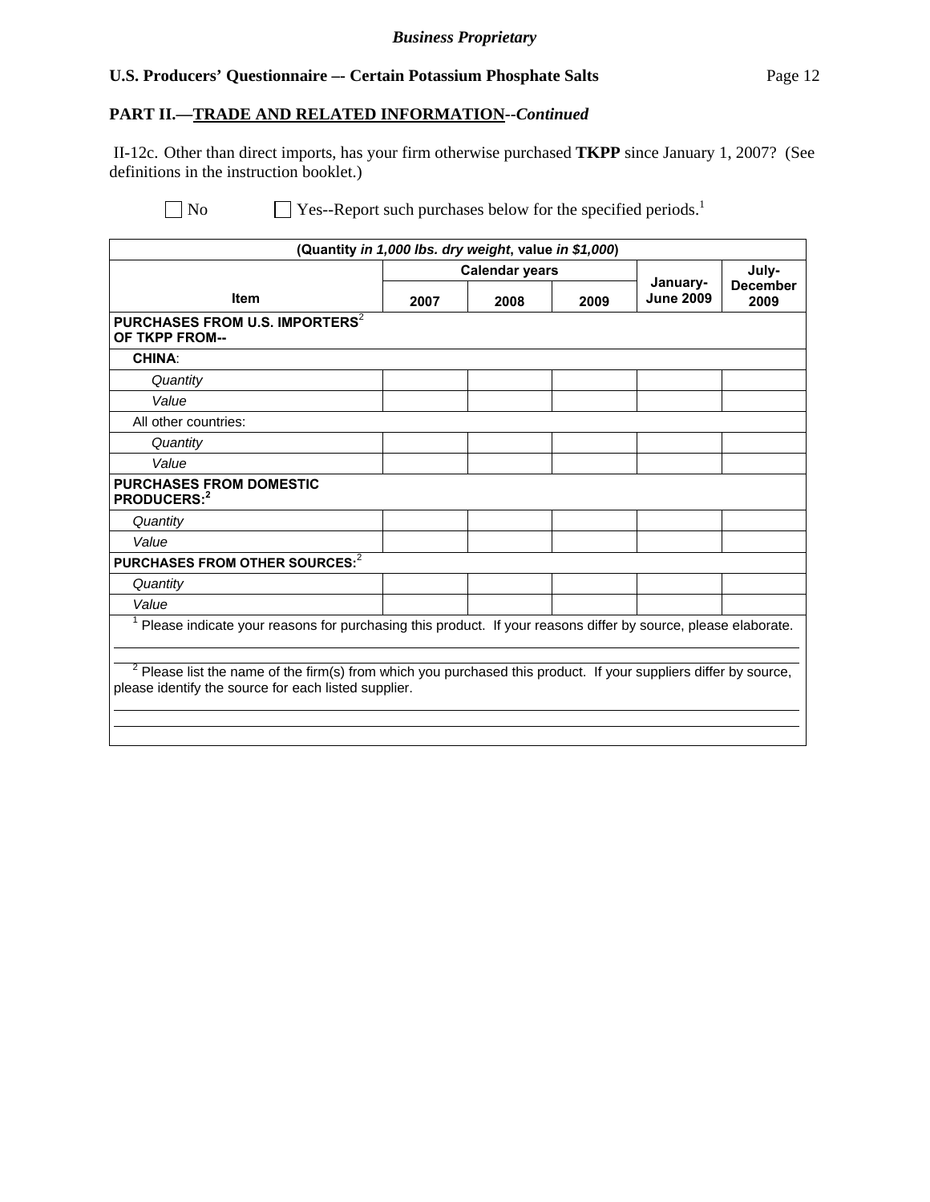**Business Proprietary**

**U.S. Producers' Questionnaire –- Certain Potassium Phosphate Salts**

**PART II.—TRADE AND RELATED INFORMATION--*Continued***

II-12c. Other than direct imports, has your firm otherwise purchased **TKPP** since January 1, 2007? (See definitions in the instruction booklet.)

☐ No ☐ Yes--Report such purchases below for the specified periods.[1]

| (Quantity *in 1,000 lbs. dry weight*, value *in $1,000*) | | | | | |
|---|---|---|---|---|---|
| | Calendar years | | | January-June 2009 | July-December 2009 |
| Item | 2007 | 2008 | 2009 | | |
| **PURCHASES FROM U.S. IMPORTERS[2] OF TKPP FROM--** | | | | | |
| **CHINA**: | | | | | |
| *Quantity* | | | | | |
| *Value* | | | | | |
| All other countries: | | | | | |
| *Quantity* | | | | | |
| *Value* | | | | | |
| **PURCHASES FROM DOMESTIC PRODUCERS:[2]** | | | | | |
| *Quantity* | | | | | |
| *Value* | | | | | |
| **PURCHASES FROM OTHER SOURCES:[2]** | | | | | |
| *Quantity* | | | | | |
| *Value* | | | | | |

[1] Please indicate your reasons for purchasing this product. If your reasons differ by source, please elaborate.

[2] Please list the name of the firm(s) from which you purchased this product. If your suppliers differ by source, please identify the source for each listed supplier.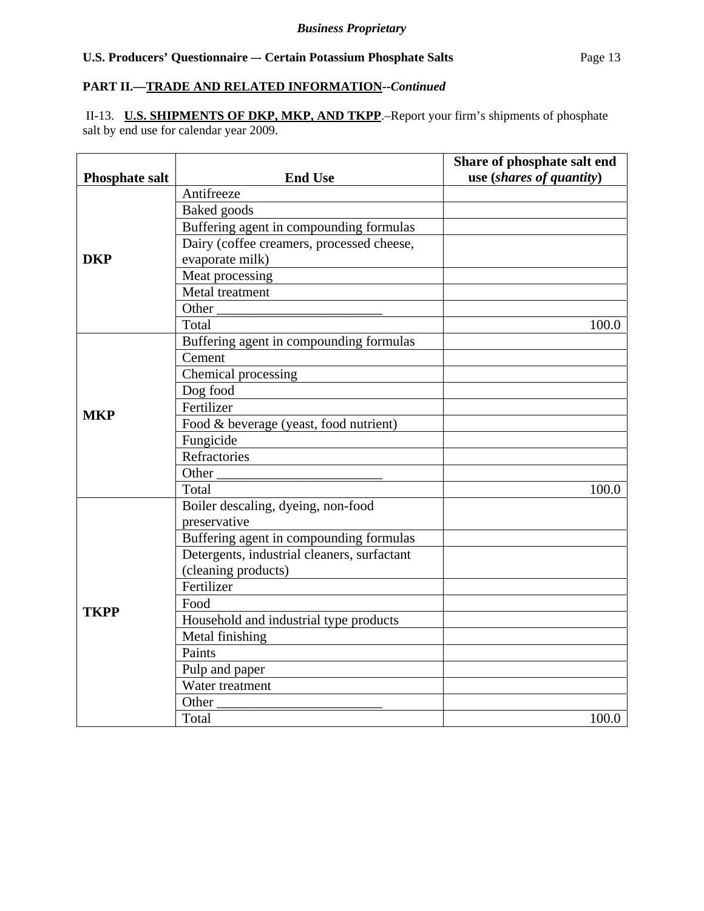*Business Proprietary*

**U.S. Producers' Questionnaire –- Certain Potassium Phosphate Salts**

**PART II.—TRADE AND RELATED INFORMATION--*Continued***

II-13. **U.S. SHIPMENTS OF DKP, MKP, AND TKPP**.–Report your firm's shipments of phosphate salt by end use for calendar year 2009.

| Phosphate salt | End Use | Share of phosphate salt end use (*shares of quantity*) |
|---|---|---|
| DKP | Antifreeze | |
| | Baked goods | |
| | Buffering agent in compounding formulas | |
| | Dairy (coffee creamers, processed cheese, evaporate milk) | |
| | Meat processing | |
| | Metal treatment | |
| | Other ________________________ | |
| | Total | 100.0 |
| MKP | Buffering agent in compounding formulas | |
| | Cement | |
| | Chemical processing | |
| | Dog food | |
| | Fertilizer | |
| | Food & beverage (yeast, food nutrient) | |
| | Fungicide | |
| | Refractories | |
| | Other ________________________ | |
| | Total | 100.0 |
| TKPP | Boiler descaling, dyeing, non-food preservative | |
| | Buffering agent in compounding formulas | |
| | Detergents, industrial cleaners, surfactant (cleaning products) | |
| | Fertilizer | |
| | Food | |
| | Household and industrial type products | |
| | Metal finishing | |
| | Paints | |
| | Pulp and paper | |
| | Water treatment | |
| | Other ________________________ | |
| | Total | 100.0 |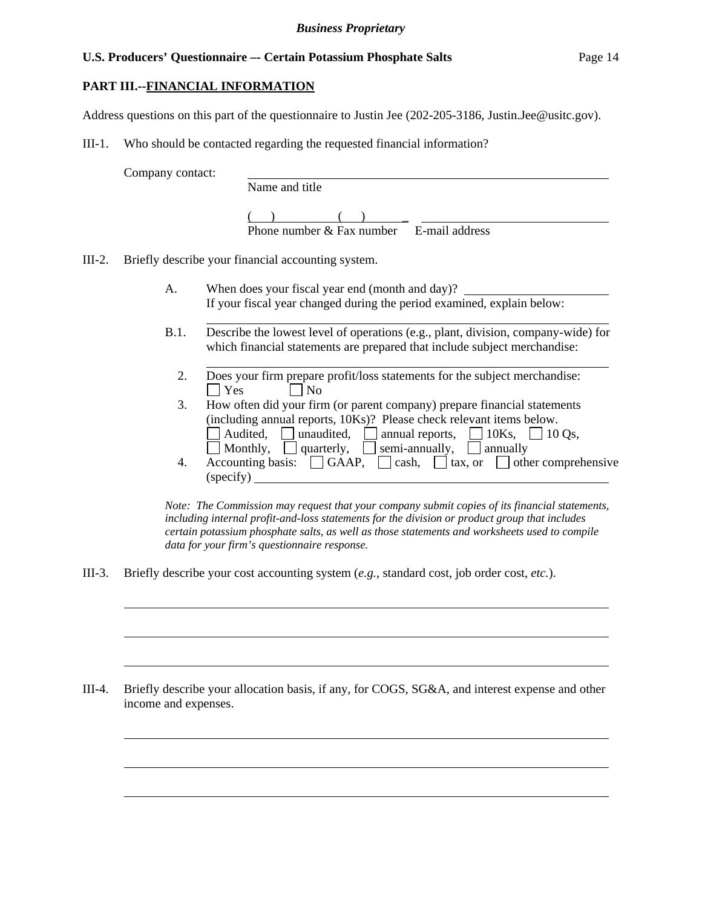**PART III.--FINANCIAL INFORMATION**

Address questions on this part of the questionnaire to Justin Jee (202-205-3186, Justin.Jee@usitc.gov).

III-1. Who should be contacted regarding the requested financial information?

Company contact: ______________________________________________
Name and title

(    )                (    )         _  ______________________________
Phone number & Fax number     E-mail address

III-2. Briefly describe your financial accounting system.

A. When does your fiscal year end (month and day)? ______________________
If your fiscal year changed during the period examined, explain below:

______________________________________________________________

B.1. Describe the lowest level of operations (e.g., plant, division, company-wide) for which financial statements are prepared that include subject merchandise:

______________________________________________________________

2. Does your firm prepare profit/loss statements for the subject merchandise:
☐ Yes    ☐ No

3. How often did your firm (or parent company) prepare financial statements (including annual reports, 10Ks)? Please check relevant items below.
☐ Audited, ☐ unaudited, ☐ annual reports, ☐ 10Ks, ☐ 10 Qs,
☐ Monthly, ☐ quarterly, ☐ semi-annually, ☐ annually

4. Accounting basis: ☐ GAAP, ☐ cash, ☐ tax, or ☐ other comprehensive (specify) ______________________________________________

*Note: The Commission may request that your company submit copies of its financial statements, including internal profit-and-loss statements for the division or product group that includes certain potassium phosphate salts, as well as those statements and worksheets used to compile data for your firm's questionnaire response.*

III-3. Briefly describe your cost accounting system (*e.g.*, standard cost, job order cost, *etc.*).

______________________________________________________________

______________________________________________________________

______________________________________________________________

III-4. Briefly describe your allocation basis, if any, for COGS, SG&A, and interest expense and other income and expenses.

______________________________________________________________

______________________________________________________________

______________________________________________________________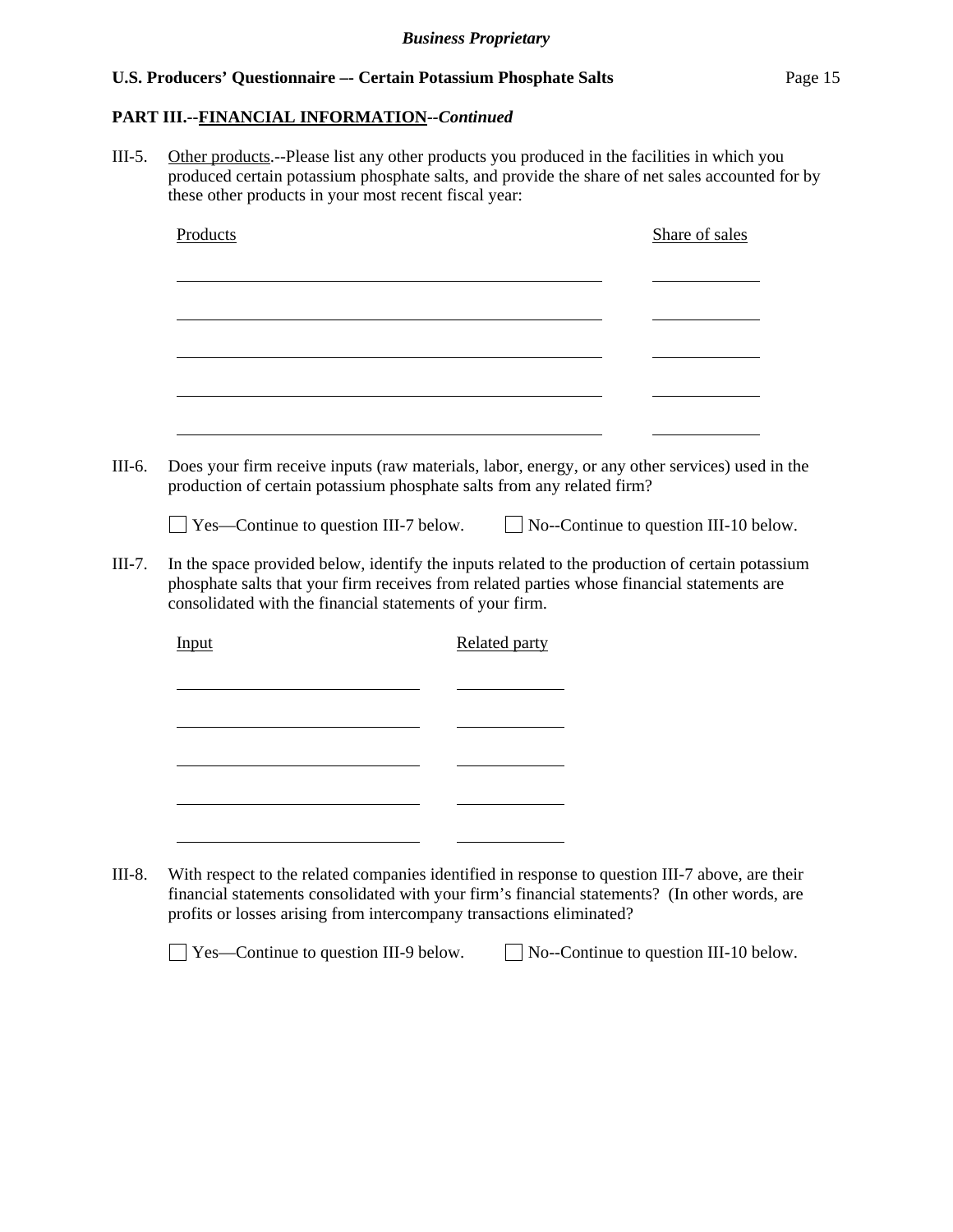**PART III.--FINANCIAL INFORMATION--*Continued***

III-5. Other products.--Please list any other products you produced in the facilities in which you produced certain potassium phosphate salts, and provide the share of net sales accounted for by these other products in your most recent fiscal year:

| Products | Share of sales |
| --- | --- |
| | |
| | |
| | |
| | |
| | |

III-6. Does your firm receive inputs (raw materials, labor, energy, or any other services) used in the production of certain potassium phosphate salts from any related firm?

☐ Yes—Continue to question III-7 below. ☐ No--Continue to question III-10 below.

III-7. In the space provided below, identify the inputs related to the production of certain potassium phosphate salts that your firm receives from related parties whose financial statements are consolidated with the financial statements of your firm.

| Input | Related party |
| --- | --- |
| | |
| | |
| | |
| | |
| | |

III-8. With respect to the related companies identified in response to question III-7 above, are their financial statements consolidated with your firm's financial statements? (In other words, are profits or losses arising from intercompany transactions eliminated?

☐ Yes—Continue to question III-9 below. ☐ No--Continue to question III-10 below.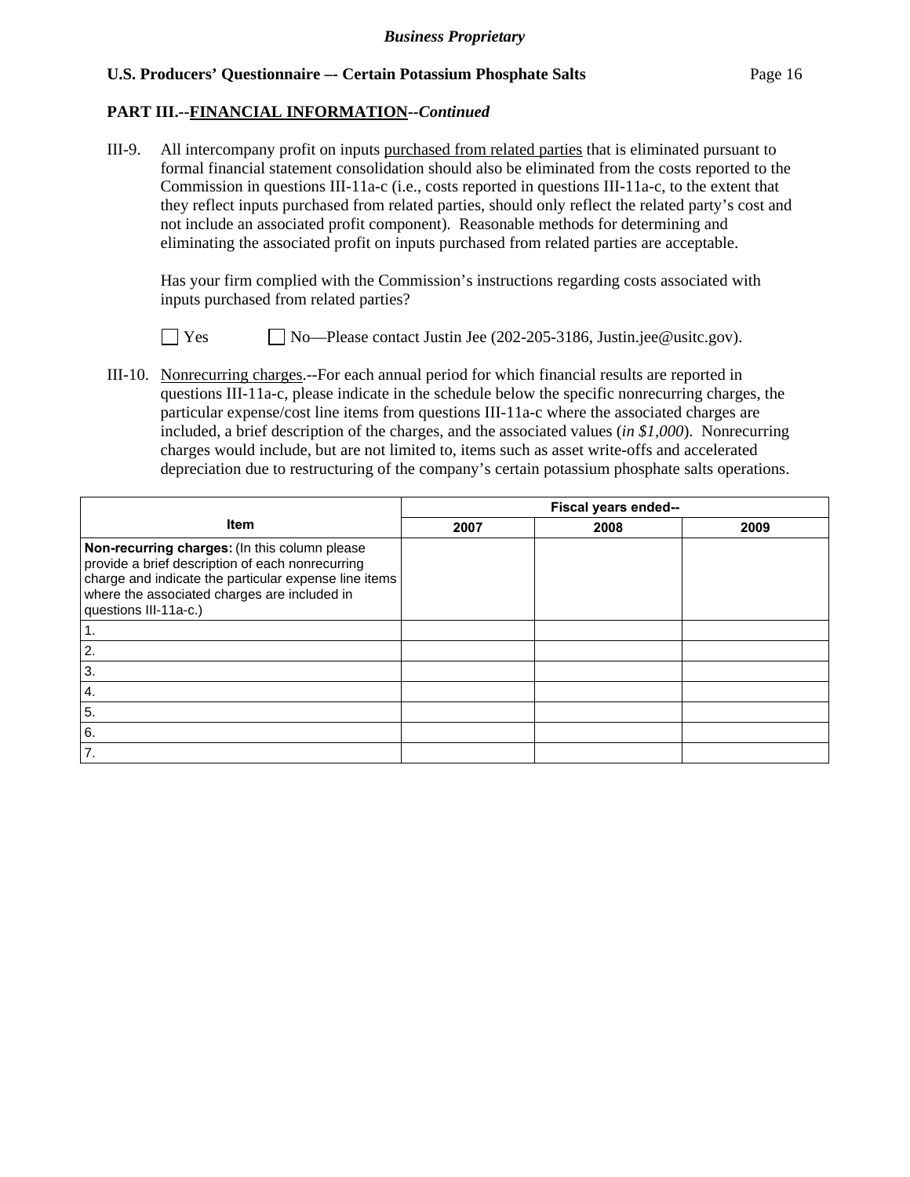**PART III.--FINANCIAL INFORMATION--*Continued***

III-9. All intercompany profit on inputs purchased from related parties that is eliminated pursuant to formal financial statement consolidation should also be eliminated from the costs reported to the Commission in questions III-11a-c (i.e., costs reported in questions III-11a-c, to the extent that they reflect inputs purchased from related parties, should only reflect the related party's cost and not include an associated profit component). Reasonable methods for determining and eliminating the associated profit on inputs purchased from related parties are acceptable.

Has your firm complied with the Commission's instructions regarding costs associated with inputs purchased from related parties?

☐ Yes ☐ No—Please contact Justin Jee (202-205-3186, Justin.jee@usitc.gov).

III-10. Nonrecurring charges.--For each annual period for which financial results are reported in questions III-11a-c, please indicate in the schedule below the specific nonrecurring charges, the particular expense/cost line items from questions III-11a-c where the associated charges are included, a brief description of the charges, and the associated values (*in $1,000*). Nonrecurring charges would include, but are not limited to, items such as asset write-offs and accelerated depreciation due to restructuring of the company's certain potassium phosphate salts operations.

| Item | Fiscal years ended-- | | |
|---|---|---|---|
| | 2007 | 2008 | 2009 |
| **Non-recurring charges:** (In this column please provide a brief description of each nonrecurring charge and indicate the particular expense line items where the associated charges are included in questions III-11a-c.) | | | |
| 1. | | | |
| 2. | | | |
| 3. | | | |
| 4. | | | |
| 5. | | | |
| 6. | | | |
| 7. | | | |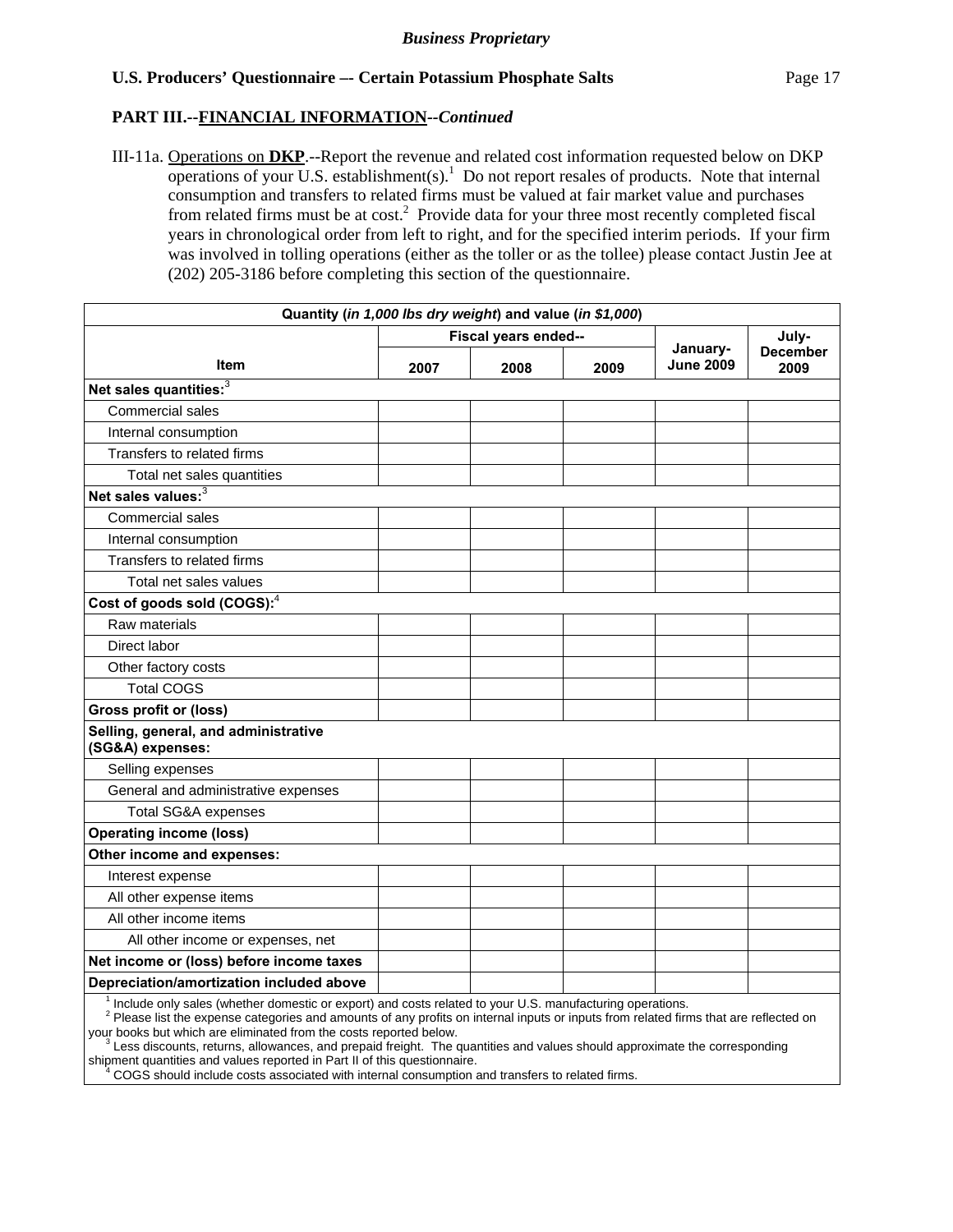*Business Proprietary*

**U.S. Producers' Questionnaire –- Certain Potassium Phosphate Salts**

**PART III.--FINANCIAL INFORMATION--*Continued***

III-11a. Operations on **DKP**.--Report the revenue and related cost information requested below on DKP operations of your U.S. establishment(s).[1] Do not report resales of products. Note that internal consumption and transfers to related firms must be valued at fair market value and purchases from related firms must be at cost.[2] Provide data for your three most recently completed fiscal years in chronological order from left to right, and for the specified interim periods. If your firm was involved in tolling operations (either as the toller or as the tollee) please contact Justin Jee at (202) 205-3186 before completing this section of the questionnaire.

| Quantity (*in 1,000 lbs dry weight*) and value (*in $1,000*) | | | | | |
|---|---|---|---|---|---|
| Item | Fiscal years ended-- | | | January-June 2009 | July-December 2009 |
| | 2007 | 2008 | 2009 | | |
| **Net sales quantities:**[3] | | | | | |
| Commercial sales | | | | | |
| Internal consumption | | | | | |
| Transfers to related firms | | | | | |
| Total net sales quantities | | | | | |
| **Net sales values:**[3] | | | | | |
| Commercial sales | | | | | |
| Internal consumption | | | | | |
| Transfers to related firms | | | | | |
| Total net sales values | | | | | |
| **Cost of goods sold (COGS):**[4] | | | | | |
| Raw materials | | | | | |
| Direct labor | | | | | |
| Other factory costs | | | | | |
| Total COGS | | | | | |
| **Gross profit or (loss)** | | | | | |
| **Selling, general, and administrative (SG&A) expenses:** | | | | | |
| Selling expenses | | | | | |
| General and administrative expenses | | | | | |
| Total SG&A expenses | | | | | |
| **Operating income (loss)** | | | | | |
| **Other income and expenses:** | | | | | |
| Interest expense | | | | | |
| All other expense items | | | | | |
| All other income items | | | | | |
| All other income or expenses, net | | | | | |
| **Net income or (loss) before income taxes** | | | | | |
| **Depreciation/amortization included above** | | | | | |

[1] Include only sales (whether domestic or export) and costs related to your U.S. manufacturing operations.
[2] Please list the expense categories and amounts of any profits on internal inputs or inputs from related firms that are reflected on your books but which are eliminated from the costs reported below.
[3] Less discounts, returns, allowances, and prepaid freight. The quantities and values should approximate the corresponding shipment quantities and values reported in Part II of this questionnaire.
[4] COGS should include costs associated with internal consumption and transfers to related firms.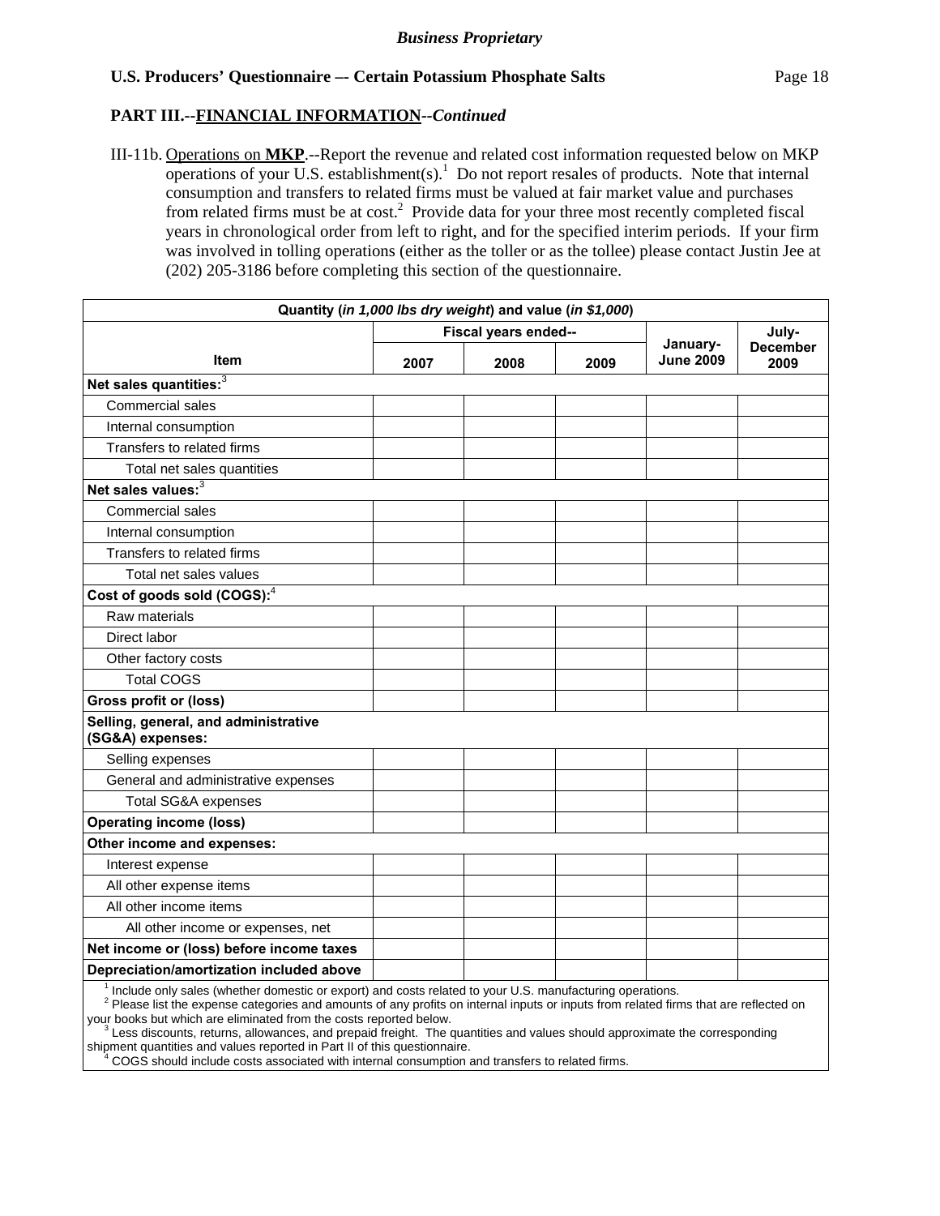*Business Proprietary*

**U.S. Producers' Questionnaire –- Certain Potassium Phosphate Salts**

**PART III.--FINANCIAL INFORMATION--*Continued***

III-11b. Operations on **MKP**.--Report the revenue and related cost information requested below on MKP operations of your U.S. establishment(s).[1] Do not report resales of products. Note that internal consumption and transfers to related firms must be valued at fair market value and purchases from related firms must be at cost.[2] Provide data for your three most recently completed fiscal years in chronological order from left to right, and for the specified interim periods. If your firm was involved in tolling operations (either as the toller or as the tollee) please contact Justin Jee at (202) 205-3186 before completing this section of the questionnaire.

| Quantity (*in 1,000 lbs dry weight*) and value (*in $1,000*) | | | | | |
|---|---|---|---|---|---|
| **Item** | **Fiscal years ended--** | | | **January-June 2009** | **July-December 2009** |
| | **2007** | **2008** | **2009** | | |
| **Net sales quantities:**[3] | | | | | |
| Commercial sales | | | | | |
| Internal consumption | | | | | |
| Transfers to related firms | | | | | |
| Total net sales quantities | | | | | |
| **Net sales values:**[3] | | | | | |
| Commercial sales | | | | | |
| Internal consumption | | | | | |
| Transfers to related firms | | | | | |
| Total net sales values | | | | | |
| **Cost of goods sold (COGS):**[4] | | | | | |
| Raw materials | | | | | |
| Direct labor | | | | | |
| Other factory costs | | | | | |
| Total COGS | | | | | |
| **Gross profit or (loss)** | | | | | |
| **Selling, general, and administrative (SG&A) expenses:** | | | | | |
| Selling expenses | | | | | |
| General and administrative expenses | | | | | |
| Total SG&A expenses | | | | | |
| **Operating income (loss)** | | | | | |
| **Other income and expenses:** | | | | | |
| Interest expense | | | | | |
| All other expense items | | | | | |
| All other income items | | | | | |
| All other income or expenses, net | | | | | |
| **Net income or (loss) before income taxes** | | | | | |
| **Depreciation/amortization included above** | | | | | |

[1] Include only sales (whether domestic or export) and costs related to your U.S. manufacturing operations.
[2] Please list the expense categories and amounts of any profits on internal inputs or inputs from related firms that are reflected on your books but which are eliminated from the costs reported below.
[3] Less discounts, returns, allowances, and prepaid freight. The quantities and values should approximate the corresponding shipment quantities and values reported in Part II of this questionnaire.
[4] COGS should include costs associated with internal consumption and transfers to related firms.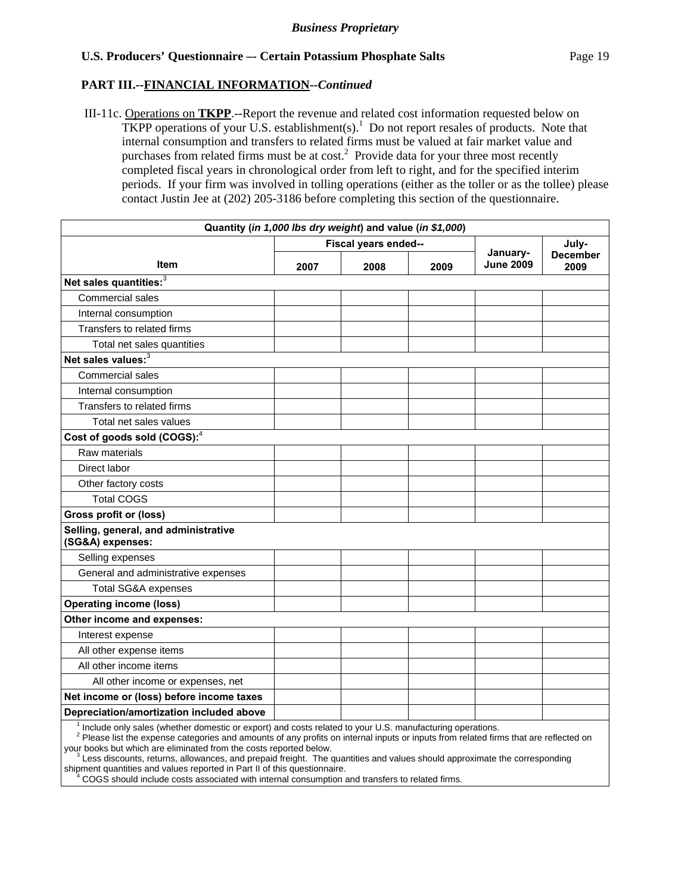*Business Proprietary*

**U.S. Producers' Questionnaire –- Certain Potassium Phosphate Salts**

**PART III.--FINANCIAL INFORMATION--*Continued***

III-11c. Operations on **TKPP**.--Report the revenue and related cost information requested below on TKPP operations of your U.S. establishment(s).[1] Do not report resales of products. Note that internal consumption and transfers to related firms must be valued at fair market value and purchases from related firms must be at cost.[2] Provide data for your three most recently completed fiscal years in chronological order from left to right, and for the specified interim periods. If your firm was involved in tolling operations (either as the toller or as the tollee) please contact Justin Jee at (202) 205-3186 before completing this section of the questionnaire.

| Quantity (*in 1,000 lbs dry weight*) and value (*in $1,000*) | | | | | |
|---|---|---|---|---|---|
| Item | Fiscal years ended-- | | | January-June 2009 | July-December 2009 |
| | 2007 | 2008 | 2009 | | |
| **Net sales quantities:**[3] | | | | | |
| Commercial sales | | | | | |
| Internal consumption | | | | | |
| Transfers to related firms | | | | | |
| Total net sales quantities | | | | | |
| **Net sales values:**[3] | | | | | |
| Commercial sales | | | | | |
| Internal consumption | | | | | |
| Transfers to related firms | | | | | |
| Total net sales values | | | | | |
| **Cost of goods sold (COGS):**[4] | | | | | |
| Raw materials | | | | | |
| Direct labor | | | | | |
| Other factory costs | | | | | |
| Total COGS | | | | | |
| **Gross profit or (loss)** | | | | | |
| **Selling, general, and administrative (SG&A) expenses:** | | | | | |
| Selling expenses | | | | | |
| General and administrative expenses | | | | | |
| Total SG&A expenses | | | | | |
| **Operating income (loss)** | | | | | |
| **Other income and expenses:** | | | | | |
| Interest expense | | | | | |
| All other expense items | | | | | |
| All other income items | | | | | |
| All other income or expenses, net | | | | | |
| **Net income or (loss) before income taxes** | | | | | |
| **Depreciation/amortization included above** | | | | | |

[1] Include only sales (whether domestic or export) and costs related to your U.S. manufacturing operations.
[2] Please list the expense categories and amounts of any profits on internal inputs or inputs from related firms that are reflected on your books but which are eliminated from the costs reported below.
[3] Less discounts, returns, allowances, and prepaid freight. The quantities and values should approximate the corresponding shipment quantities and values reported in Part II of this questionnaire.
[4] COGS should include costs associated with internal consumption and transfers to related firms.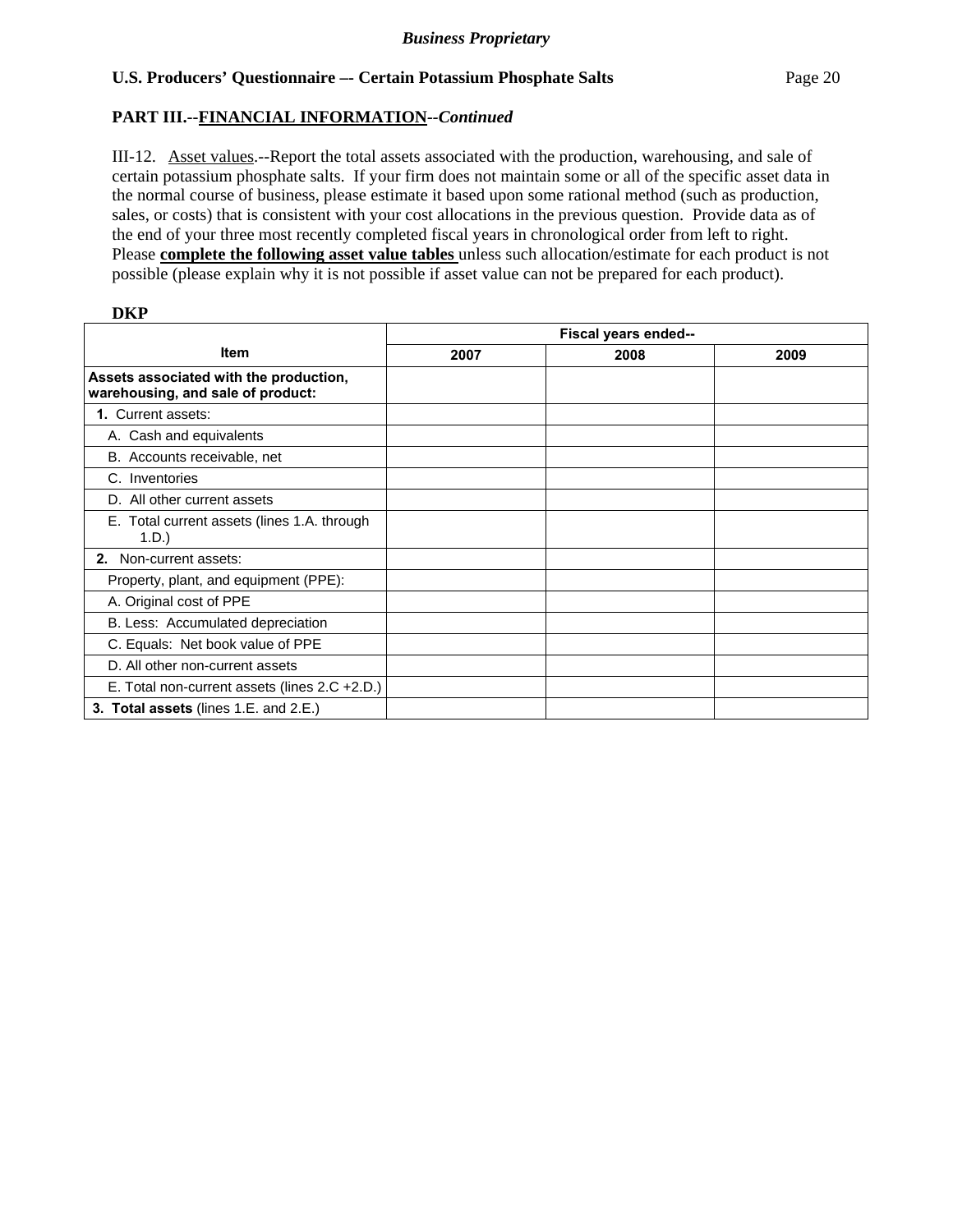**PART III.--FINANCIAL INFORMATION--*Continued***

III-12. Asset values.--Report the total assets associated with the production, warehousing, and sale of certain potassium phosphate salts. If your firm does not maintain some or all of the specific asset data in the normal course of business, please estimate it based upon some rational method (such as production, sales, or costs) that is consistent with your cost allocations in the previous question. Provide data as of the end of your three most recently completed fiscal years in chronological order from left to right. Please **complete the following asset value tables** unless such allocation/estimate for each product is not possible (please explain why it is not possible if asset value can not be prepared for each product).

**DKP**

| Item | Fiscal years ended-- | | |
|---|---|---|---|
| | 2007 | 2008 | 2009 |
| **Assets associated with the production, warehousing, and sale of product:** | | | |
| **1.** Current assets: | | | |
| A. Cash and equivalents | | | |
| B. Accounts receivable, net | | | |
| C. Inventories | | | |
| D. All other current assets | | | |
| E. Total current assets (lines 1.A. through 1.D.) | | | |
| **2.** Non-current assets: | | | |
| Property, plant, and equipment (PPE): | | | |
| A. Original cost of PPE | | | |
| B. Less: Accumulated depreciation | | | |
| C. Equals: Net book value of PPE | | | |
| D. All other non-current assets | | | |
| E. Total non-current assets (lines 2.C +2.D.) | | | |
| **3. Total assets** (lines 1.E. and 2.E.) | | | |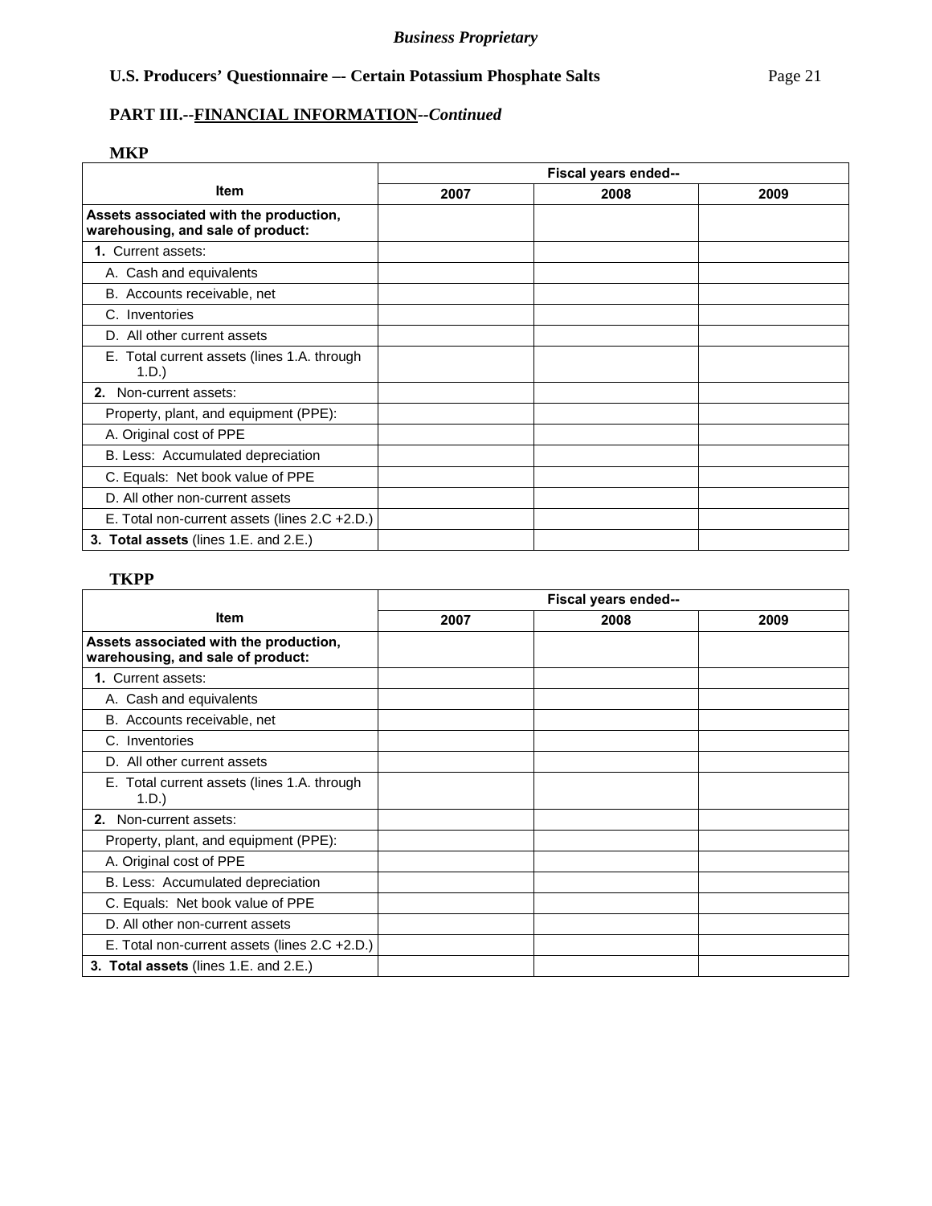**PART III.--FINANCIAL INFORMATION--*Continued***

**MKP**

| Item | Fiscal years ended-- | | |
|---|---|---|---|
| | 2007 | 2008 | 2009 |
| **Assets associated with the production, warehousing, and sale of product:** | | | |
| **1.** Current assets: | | | |
| A. Cash and equivalents | | | |
| B. Accounts receivable, net | | | |
| C. Inventories | | | |
| D. All other current assets | | | |
| E. Total current assets (lines 1.A. through 1.D.) | | | |
| **2.** Non-current assets: | | | |
| Property, plant, and equipment (PPE): | | | |
| A. Original cost of PPE | | | |
| B. Less: Accumulated depreciation | | | |
| C. Equals: Net book value of PPE | | | |
| D. All other non-current assets | | | |
| E. Total non-current assets (lines 2.C +2.D.) | | | |
| **3. Total assets** (lines 1.E. and 2.E.) | | | |

**TKPP**

| Item | Fiscal years ended-- | | |
|---|---|---|---|
| | 2007 | 2008 | 2009 |
| **Assets associated with the production, warehousing, and sale of product:** | | | |
| **1.** Current assets: | | | |
| A. Cash and equivalents | | | |
| B. Accounts receivable, net | | | |
| C. Inventories | | | |
| D. All other current assets | | | |
| E. Total current assets (lines 1.A. through 1.D.) | | | |
| **2.** Non-current assets: | | | |
| Property, plant, and equipment (PPE): | | | |
| A. Original cost of PPE | | | |
| B. Less: Accumulated depreciation | | | |
| C. Equals: Net book value of PPE | | | |
| D. All other non-current assets | | | |
| E. Total non-current assets (lines 2.C +2.D.) | | | |
| **3. Total assets** (lines 1.E. and 2.E.) | | | |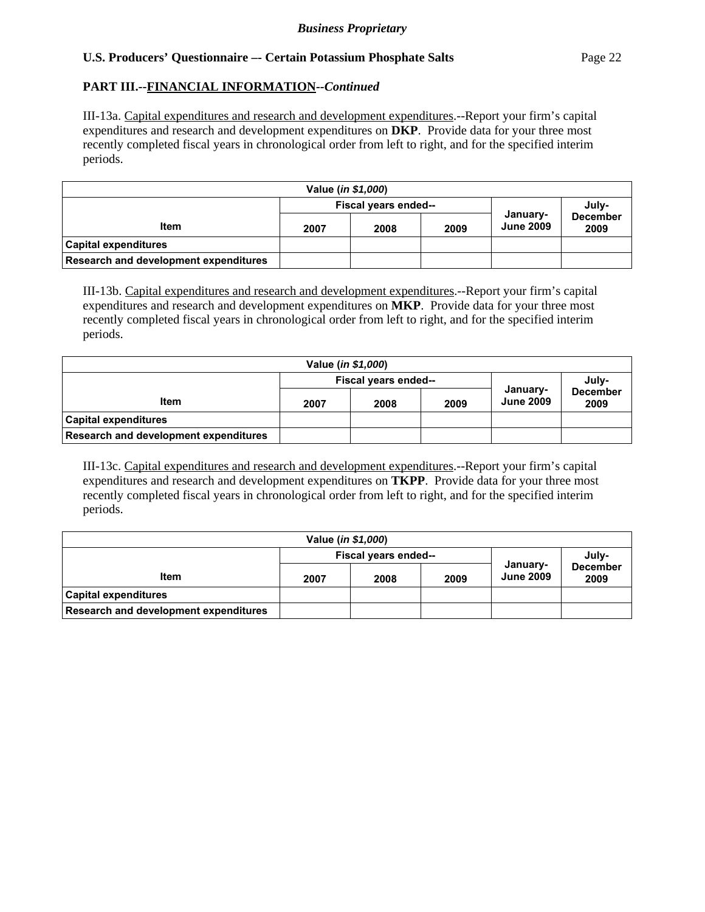*Business Proprietary*

**U.S. Producers' Questionnaire –- Certain Potassium Phosphate Salts**

**PART III.--FINANCIAL INFORMATION--*Continued***

III-13a. Capital expenditures and research and development expenditures.--Report your firm's capital expenditures and research and development expenditures on **DKP**. Provide data for your three most recently completed fiscal years in chronological order from left to right, and for the specified interim periods.

| Value (*in $1,000*) | | | | | |
|---|---|---|---|---|---|
| Item | Fiscal years ended-- | | | January-June 2009 | July-December 2009 |
| | 2007 | 2008 | 2009 | | |
| **Capital expenditures** | | | | | |
| **Research and development expenditures** | | | | | |

III-13b. Capital expenditures and research and development expenditures.--Report your firm's capital expenditures and research and development expenditures on **MKP**. Provide data for your three most recently completed fiscal years in chronological order from left to right, and for the specified interim periods.

| Value (*in $1,000*) | | | | | |
|---|---|---|---|---|---|
| Item | Fiscal years ended-- | | | January-June 2009 | July-December 2009 |
| | 2007 | 2008 | 2009 | | |
| **Capital expenditures** | | | | | |
| **Research and development expenditures** | | | | | |

III-13c. Capital expenditures and research and development expenditures.--Report your firm's capital expenditures and research and development expenditures on **TKPP**. Provide data for your three most recently completed fiscal years in chronological order from left to right, and for the specified interim periods.

| Value (*in $1,000*) | | | | | |
|---|---|---|---|---|---|
| Item | Fiscal years ended-- | | | January-June 2009 | July-December 2009 |
| | 2007 | 2008 | 2009 | | |
| **Capital expenditures** | | | | | |
| **Research and development expenditures** | | | | | |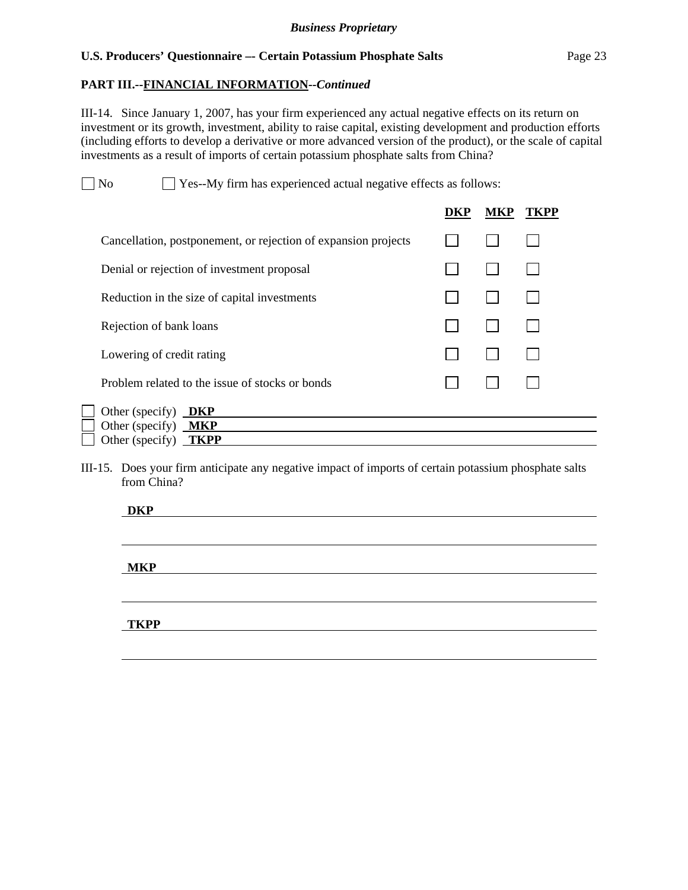*Business Proprietary*

**U.S. Producers' Questionnaire –- Certain Potassium Phosphate Salts**

**PART III.--FINANCIAL INFORMATION--*Continued***

III-14. Since January 1, 2007, has your firm experienced any actual negative effects on its return on investment or its growth, investment, ability to raise capital, existing development and production efforts (including efforts to develop a derivative or more advanced version of the product), or the scale of capital investments as a result of imports of certain potassium phosphate salts from China?

☐ No ☐ Yes--My firm has experienced actual negative effects as follows:

| | **DKP** | **MKP** | **TKPP** |
|---|---|---|---|
| Cancellation, postponement, or rejection of expansion projects | ☐ | ☐ | ☐ |
| Denial or rejection of investment proposal | ☐ | ☐ | ☐ |
| Reduction in the size of capital investments | ☐ | ☐ | ☐ |
| Rejection of bank loans | ☐ | ☐ | ☐ |
| Lowering of credit rating | ☐ | ☐ | ☐ |
| Problem related to the issue of stocks or bonds | ☐ | ☐ | ☐ |

☐ Other (specify) **DKP** ______________________________

☐ Other (specify) **MKP** ______________________________

☐ Other (specify) **TKPP** ______________________________

III-15. Does your firm anticipate any negative impact of imports of certain potassium phosphate salts from China?

**DKP** ______________________________

______________________________

**MKP** ______________________________

______________________________

**TKPP** ______________________________

______________________________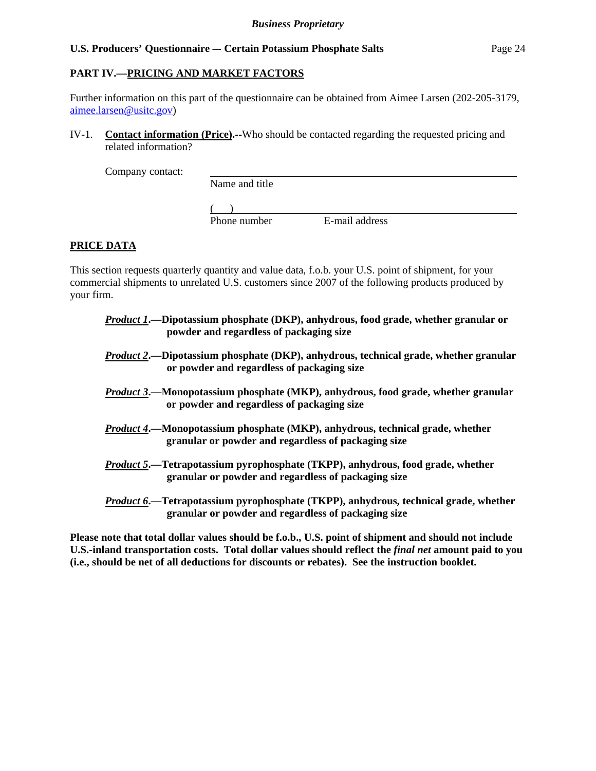## PART IV.—PRICING AND MARKET FACTORS

Further information on this part of the questionnaire can be obtained from Aimee Larsen (202-205-3179, aimee.larsen@usitc.gov)

IV-1. **Contact information (Price).**--Who should be contacted regarding the requested pricing and related information?

Company contact: ______________________________________
Name and title

(    ) ______________________________________
Phone number          E-mail address

### PRICE DATA

This section requests quarterly quantity and value data, f.o.b. your U.S. point of shipment, for your commercial shipments to unrelated U.S. customers since 2007 of the following products produced by your firm.

***Product 1*.—Dipotassium phosphate (DKP), anhydrous, food grade, whether granular or powder and regardless of packaging size**

***Product 2*.—Dipotassium phosphate (DKP), anhydrous, technical grade, whether granular or powder and regardless of packaging size**

***Product 3*.—Monopotassium phosphate (MKP), anhydrous, food grade, whether granular or powder and regardless of packaging size**

***Product 4*.—Monopotassium phosphate (MKP), anhydrous, technical grade, whether granular or powder and regardless of packaging size**

***Product 5*.—Tetrapotassium pyrophosphate (TKPP), anhydrous, food grade, whether granular or powder and regardless of packaging size**

***Product 6*.—Tetrapotassium pyrophosphate (TKPP), anhydrous, technical grade, whether granular or powder and regardless of packaging size**

**Please note that total dollar values should be f.o.b., U.S. point of shipment and should not include U.S.-inland transportation costs. Total dollar values should reflect the *final net* amount paid to you (i.e., should be net of all deductions for discounts or rebates). See the instruction booklet.**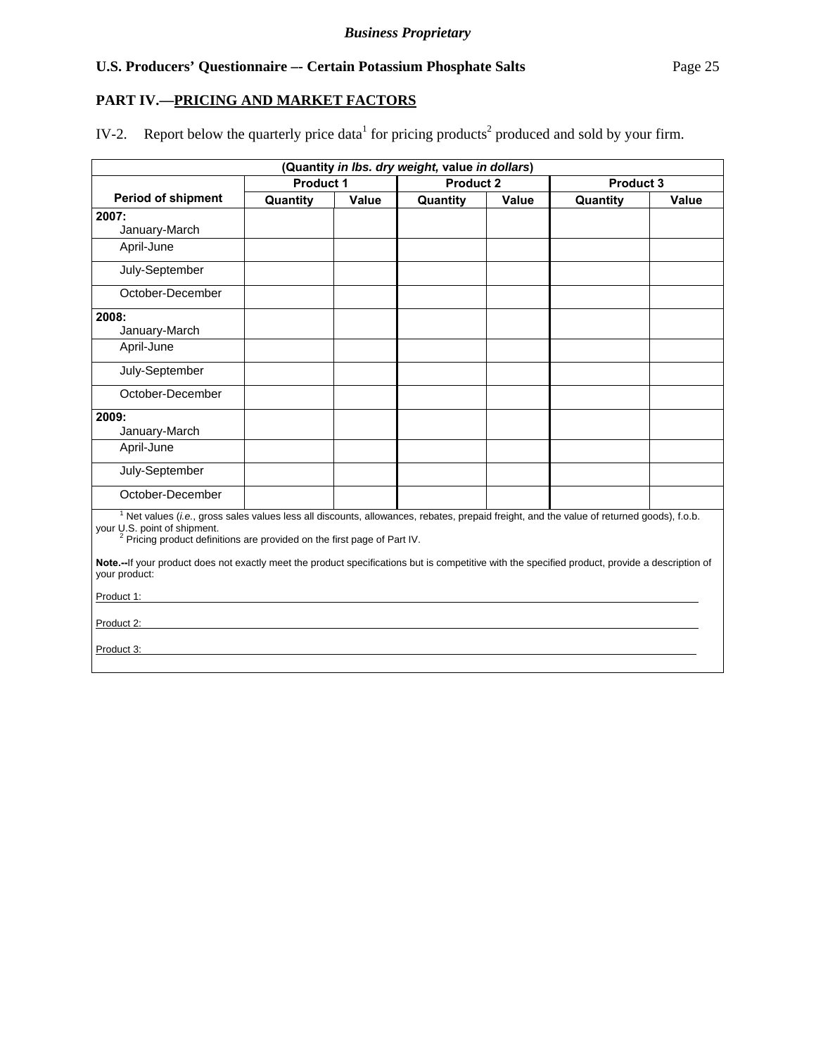**Business Proprietary**

**U.S. Producers' Questionnaire –- Certain Potassium Phosphate Salts**

## PART IV.—PRICING AND MARKET FACTORS

IV-2. Report below the quarterly price data[1] for pricing products[2] produced and sold by your firm.

| (Quantity *in lbs. dry weight,* value *in dollars*) | | | | | | |
|---|---|---|---|---|---|---|
| | **Product 1** | | **Product 2** | | **Product 3** | |
| **Period of shipment** | **Quantity** | **Value** | **Quantity** | **Value** | **Quantity** | **Value** |
| **2007:** January-March | | | | | | |
| April-June | | | | | | |
| July-September | | | | | | |
| October-December | | | | | | |
| **2008:** January-March | | | | | | |
| April-June | | | | | | |
| July-September | | | | | | |
| October-December | | | | | | |
| **2009:** January-March | | | | | | |
| April-June | | | | | | |
| July-September | | | | | | |
| October-December | | | | | | |

[1] Net values (*i.e.*, gross sales values less all discounts, allowances, rebates, prepaid freight, and the value of returned goods), f.o.b. your U.S. point of shipment.

[2] Pricing product definitions are provided on the first page of Part IV.

**Note.--**If your product does not exactly meet the product specifications but is competitive with the specified product, provide a description of your product:

Product 1: ______________________________

Product 2: ______________________________

Product 3: ______________________________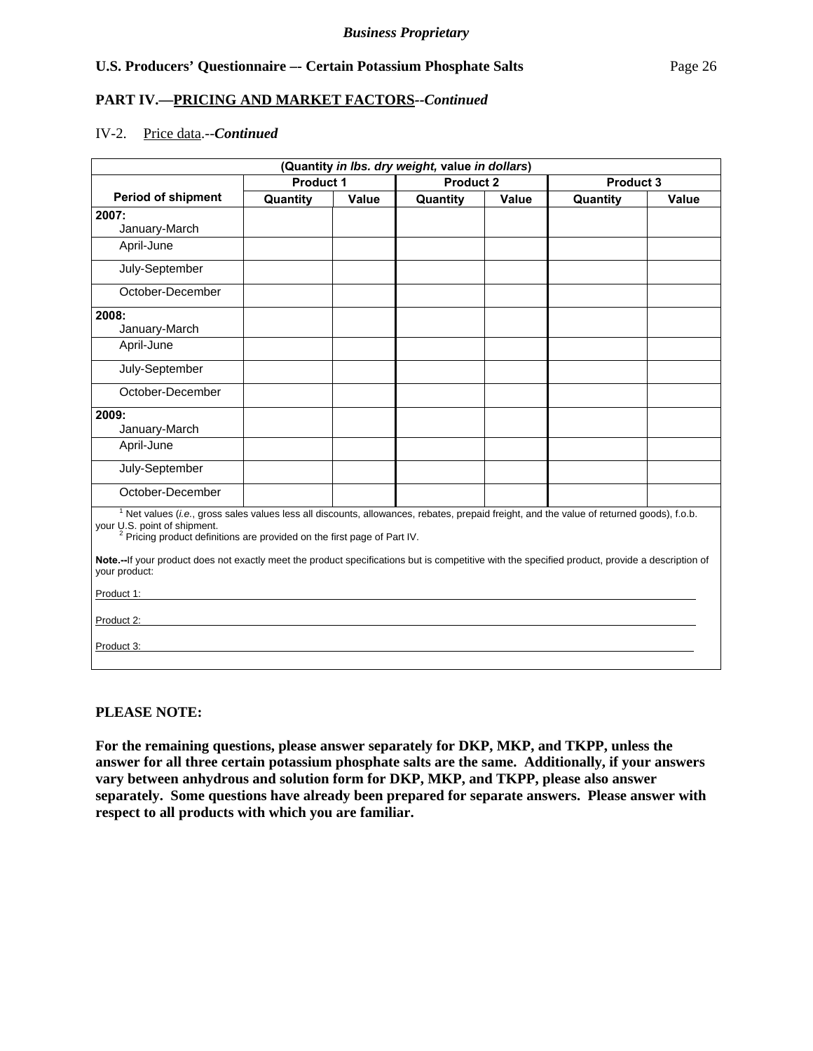**PART IV.—PRICING AND MARKET FACTORS--*Continued***

IV-2. Price data.--*Continued*

| (Quantity *in lbs. dry weight,* value *in dollars*) | | | | | | |
|---|---|---|---|---|---|---|
| Period of shipment | Product 1 | | Product 2 | | Product 3 | |
| | Quantity | Value | Quantity | Value | Quantity | Value |
| **2007:** January-March | | | | | | |
| April-June | | | | | | |
| July-September | | | | | | |
| October-December | | | | | | |
| **2008:** January-March | | | | | | |
| April-June | | | | | | |
| July-September | | | | | | |
| October-December | | | | | | |
| **2009:** January-March | | | | | | |
| April-June | | | | | | |
| July-September | | | | | | |
| October-December | | | | | | |

[1] Net values (*i.e.*, gross sales values less all discounts, allowances, rebates, prepaid freight, and the value of returned goods), f.o.b. your U.S. point of shipment.
[2] Pricing product definitions are provided on the first page of Part IV.

**Note.--**If your product does not exactly meet the product specifications but is competitive with the specified product, provide a description of your product:

Product 1: ______________________________

Product 2: ______________________________

Product 3: ______________________________

**PLEASE NOTE:**

**For the remaining questions, please answer separately for DKP, MKP, and TKPP, unless the answer for all three certain potassium phosphate salts are the same. Additionally, if your answers vary between anhydrous and solution form for DKP, MKP, and TKPP, please also answer separately. Some questions have already been prepared for separate answers. Please answer with respect to all products with which you are familiar.**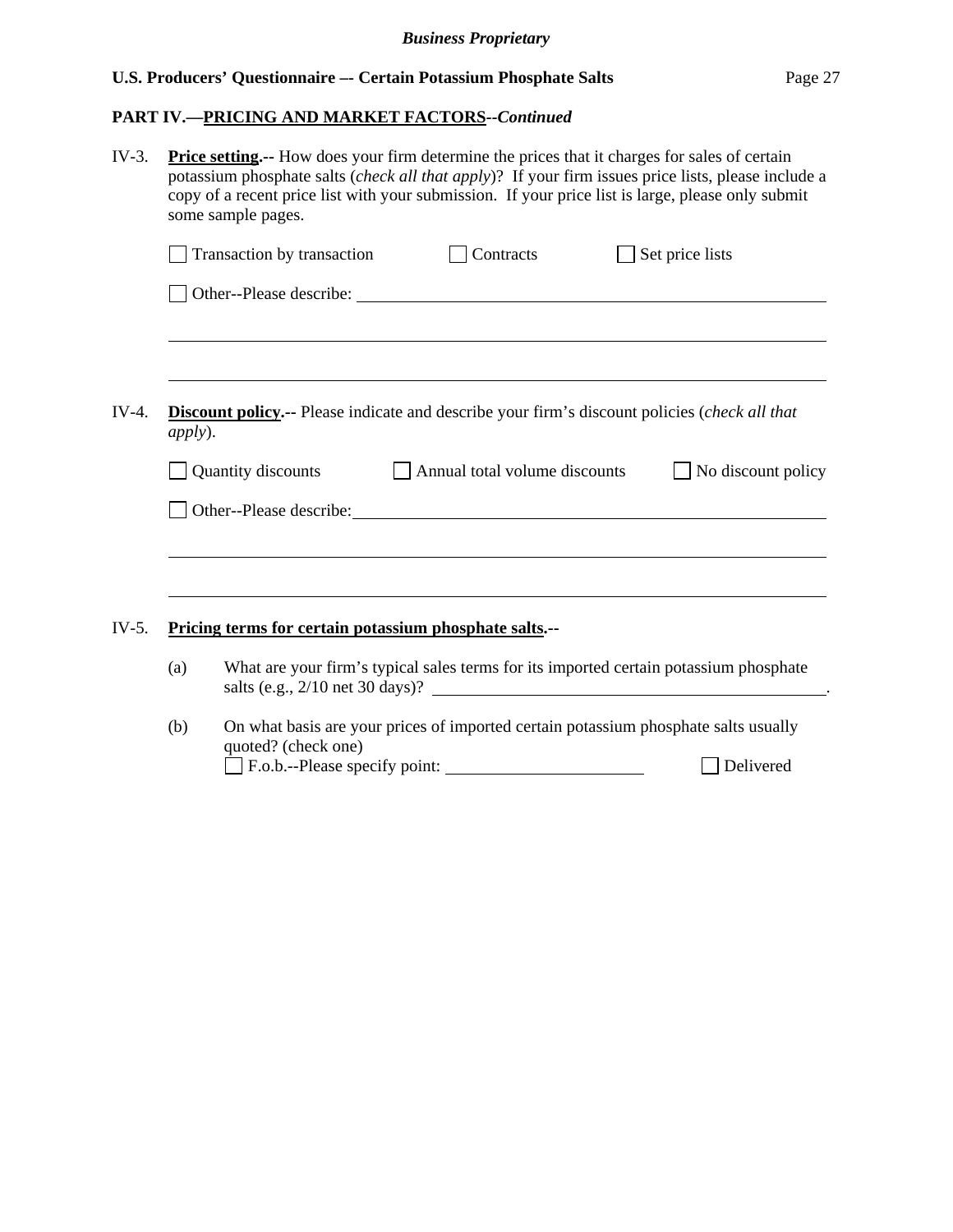**PART IV.—PRICING AND MARKET FACTORS--*Continued***

IV-3. **Price setting.--** How does your firm determine the prices that it charges for sales of certain potassium phosphate salts (*check all that apply*)? If your firm issues price lists, please include a copy of a recent price list with your submission. If your price list is large, please only submit some sample pages.

☐ Transaction by transaction ☐ Contracts ☐ Set price lists

☐ Other--Please describe: ______________________________________________

______________________________________________________________________

______________________________________________________________________

IV-4. **Discount policy.--** Please indicate and describe your firm's discount policies (*check all that apply*).

☐ Quantity discounts ☐ Annual total volume discounts ☐ No discount policy

☐ Other--Please describe: ______________________________________________

______________________________________________________________________

______________________________________________________________________

IV-5. **Pricing terms for certain potassium phosphate salts.--**

(a) What are your firm's typical sales terms for its imported certain potassium phosphate salts (e.g., 2/10 net 30 days)? ______________________________.

(b) On what basis are your prices of imported certain potassium phosphate salts usually quoted? (check one)

☐ F.o.b.--Please specify point: ____________________ ☐ Delivered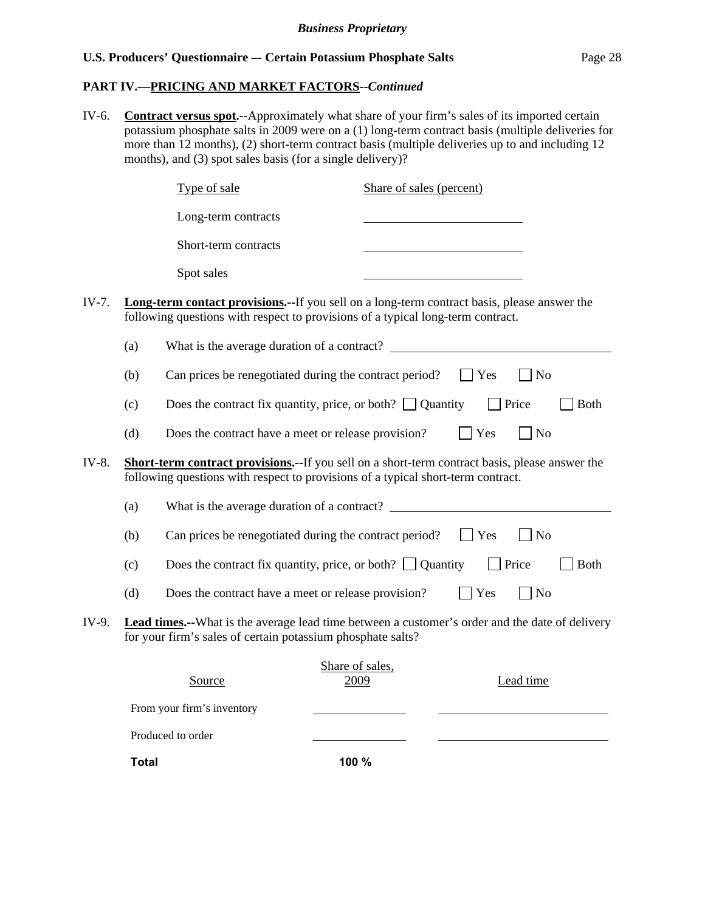*Business Proprietary*

**U.S. Producers' Questionnaire –- Certain Potassium Phosphate Salts**

**PART IV.—PRICING AND MARKET FACTORS--*Continued***

IV-6. **Contract versus spot.--**Approximately what share of your firm's sales of its imported certain potassium phosphate salts in 2009 were on a (1) long-term contract basis (multiple deliveries for more than 12 months), (2) short-term contract basis (multiple deliveries up to and including 12 months), and (3) spot sales basis (for a single delivery)?

| Type of sale | Share of sales (percent) |
|---|---|
| Long-term contracts | ________ |
| Short-term contracts | ________ |
| Spot sales | ________ |

IV-7. **Long-term contact provisions.--**If you sell on a long-term contract basis, please answer the following questions with respect to provisions of a typical long-term contract.

(a) What is the average duration of a contract? ________

(b) Can prices be renegotiated during the contract period? ☐ Yes ☐ No

(c) Does the contract fix quantity, price, or both? ☐ Quantity ☐ Price ☐ Both

(d) Does the contract have a meet or release provision? ☐ Yes ☐ No

IV-8. **Short-term contract provisions.--**If you sell on a short-term contract basis, please answer the following questions with respect to provisions of a typical short-term contract.

(a) What is the average duration of a contract? ________

(b) Can prices be renegotiated during the contract period? ☐ Yes ☐ No

(c) Does the contract fix quantity, price, or both? ☐ Quantity ☐ Price ☐ Both

(d) Does the contract have a meet or release provision? ☐ Yes ☐ No

IV-9. **Lead times.--**What is the average lead time between a customer's order and the date of delivery for your firm's sales of certain potassium phosphate salts?

| Source | Share of sales, 2009 | Lead time |
|---|---|---|
| From your firm's inventory | ________ | ________ |
| Produced to order | ________ | ________ |
| **Total** | **100 %** | |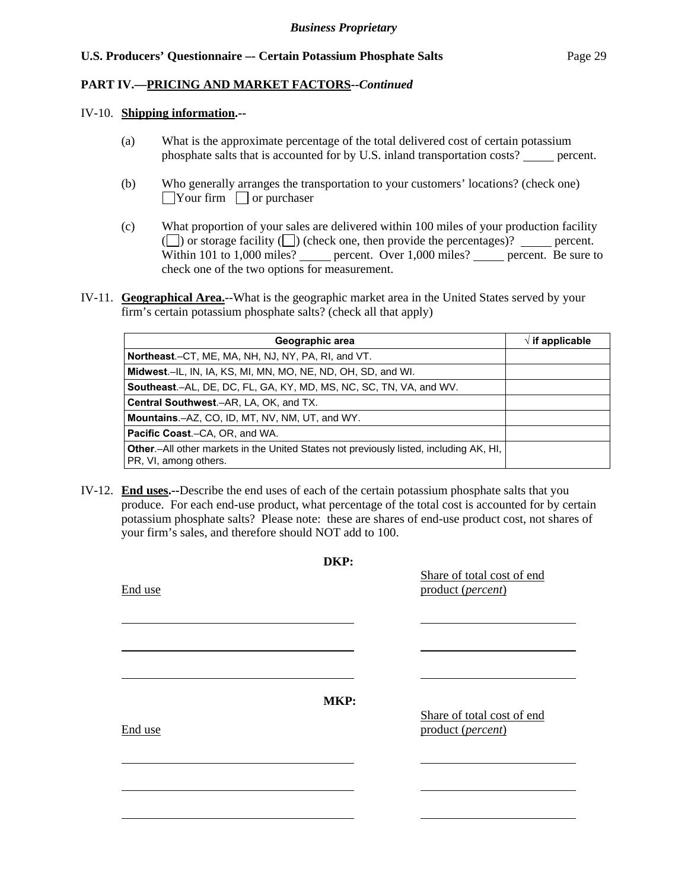**PART IV.—PRICING AND MARKET FACTORS--*Continued***

IV-10. **Shipping information.--**

(a) What is the approximate percentage of the total delivered cost of certain potassium phosphate salts that is accounted for by U.S. inland transportation costs? _____ percent.

(b) Who generally arranges the transportation to your customers' locations? (check one)
☐ Your firm ☐ or purchaser

(c) What proportion of your sales are delivered within 100 miles of your production facility (☐) or storage facility (☐) (check one, then provide the percentages)? _____ percent. Within 101 to 1,000 miles? _____ percent. Over 1,000 miles? _____ percent. Be sure to check one of the two options for measurement.

IV-11. **Geographical Area.--**What is the geographic market area in the United States served by your firm's certain potassium phosphate salts? (check all that apply)

| Geographic area | √ if applicable |
|---|---|
| **Northeast**.–CT, ME, MA, NH, NJ, NY, PA, RI, and VT. | |
| **Midwest**.–IL, IN, IA, KS, MI, MN, MO, NE, ND, OH, SD, and WI. | |
| **Southeast**.–AL, DE, DC, FL, GA, KY, MD, MS, NC, SC, TN, VA, and WV. | |
| **Central Southwest**.–AR, LA, OK, and TX. | |
| **Mountains**.–AZ, CO, ID, MT, NV, NM, UT, and WY. | |
| **Pacific Coast**.–CA, OR, and WA. | |
| **Other**.–All other markets in the United States not previously listed, including AK, HI, PR, VI, among others. | |

IV-12. **End uses.--**Describe the end uses of each of the certain potassium phosphate salts that you produce. For each end-use product, what percentage of the total cost is accounted for by certain potassium phosphate salts? Please note: these are shares of end-use product cost, not shares of your firm's sales, and therefore should NOT add to 100.

**DKP:**

| End use | Share of total cost of end product (*percent*) |
|---|---|
| | |
| | |
| | |

**MKP:**

| End use | Share of total cost of end product (*percent*) |
|---|---|
| | |
| | |
| | |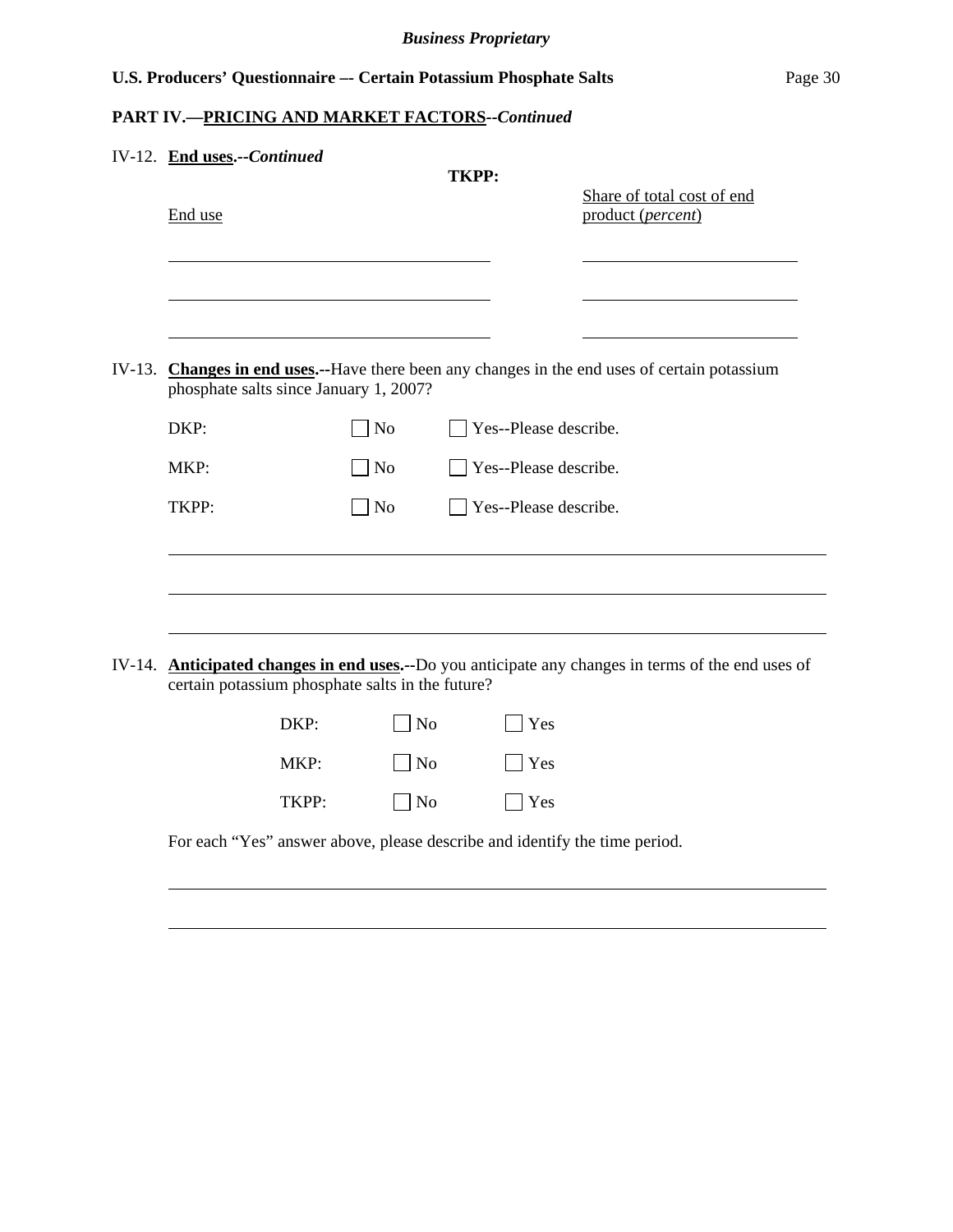**PART IV.—PRICING AND MARKET FACTORS--*Continued***

IV-12. **End uses.--*Continued***

**TKPP:**

| End use | Share of total cost of end product (*percent*) |
|---|---|
| | |
| | |
| | |

IV-13. **Changes in end uses.--**Have there been any changes in the end uses of certain potassium phosphate salts since January 1, 2007?

DKP: ☐ No ☐ Yes--Please describe.

MKP: ☐ No ☐ Yes--Please describe.

TKPP: ☐ No ☐ Yes--Please describe.

\_\_\_\_\_\_\_\_\_\_\_\_\_\_\_\_\_\_\_\_\_\_\_\_\_\_\_\_\_\_\_\_\_\_\_\_\_\_\_\_\_\_\_\_\_\_\_\_\_\_\_\_\_\_\_\_\_\_\_\_

\_\_\_\_\_\_\_\_\_\_\_\_\_\_\_\_\_\_\_\_\_\_\_\_\_\_\_\_\_\_\_\_\_\_\_\_\_\_\_\_\_\_\_\_\_\_\_\_\_\_\_\_\_\_\_\_\_\_\_\_

\_\_\_\_\_\_\_\_\_\_\_\_\_\_\_\_\_\_\_\_\_\_\_\_\_\_\_\_\_\_\_\_\_\_\_\_\_\_\_\_\_\_\_\_\_\_\_\_\_\_\_\_\_\_\_\_\_\_\_\_

IV-14. **Anticipated changes in end uses.--**Do you anticipate any changes in terms of the end uses of certain potassium phosphate salts in the future?

DKP: ☐ No ☐ Yes

MKP: ☐ No ☐ Yes

TKPP: ☐ No ☐ Yes

For each "Yes" answer above, please describe and identify the time period.

\_\_\_\_\_\_\_\_\_\_\_\_\_\_\_\_\_\_\_\_\_\_\_\_\_\_\_\_\_\_\_\_\_\_\_\_\_\_\_\_\_\_\_\_\_\_\_\_\_\_\_\_\_\_\_\_\_\_\_\_

\_\_\_\_\_\_\_\_\_\_\_\_\_\_\_\_\_\_\_\_\_\_\_\_\_\_\_\_\_\_\_\_\_\_\_\_\_\_\_\_\_\_\_\_\_\_\_\_\_\_\_\_\_\_\_\_\_\_\_\_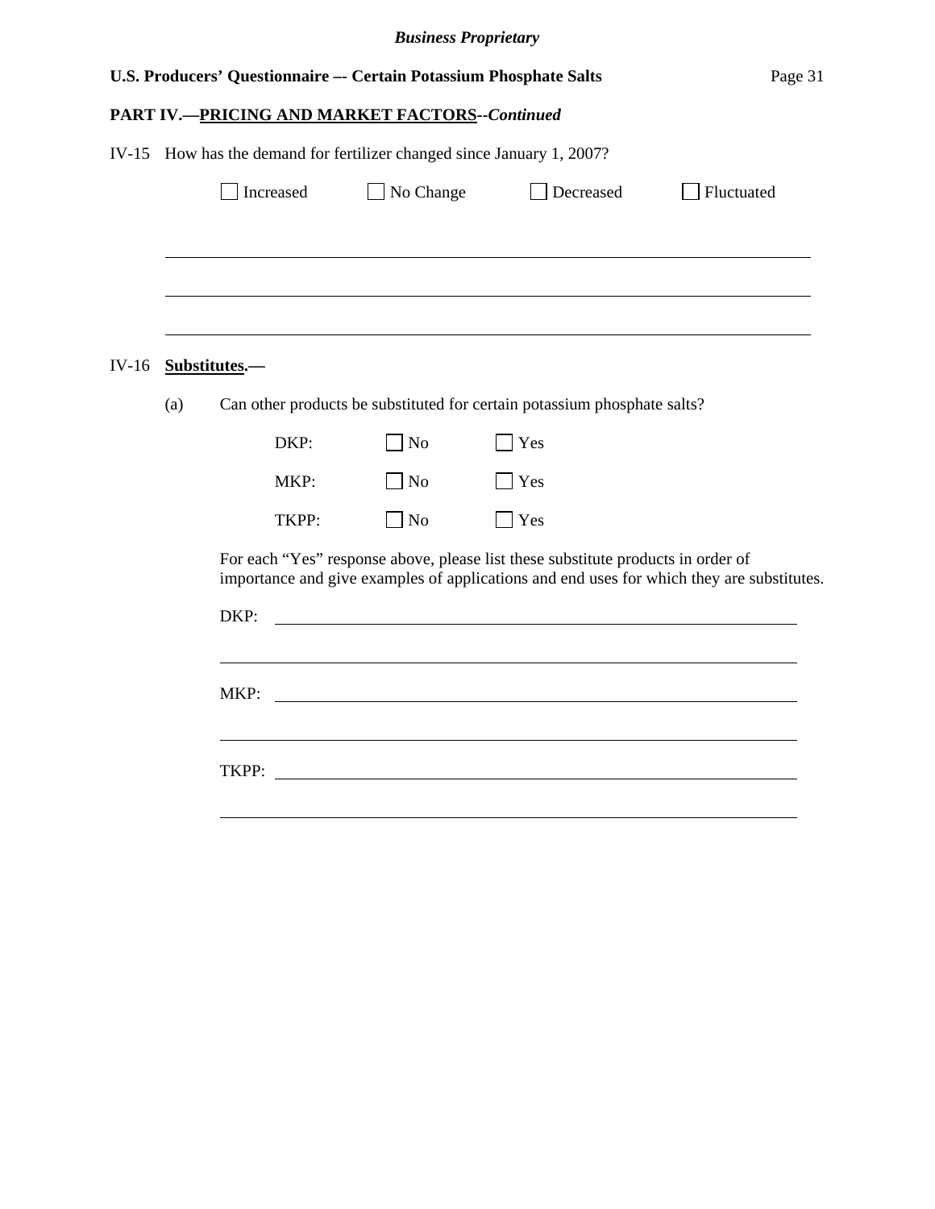**PART IV.—PRICING AND MARKET FACTORS**--*Continued*

IV-15 How has the demand for fertilizer changed since January 1, 2007?

☐ Increased ☐ No Change ☐ Decreased ☐ Fluctuated

_______________________________________________________________

_______________________________________________________________

_______________________________________________________________

IV-16 **Substitutes.—**

(a) Can other products be substituted for certain potassium phosphate salts?

DKP: ☐ No ☐ Yes

MKP: ☐ No ☐ Yes

TKPP: ☐ No ☐ Yes

For each "Yes" response above, please list these substitute products in order of importance and give examples of applications and end uses for which they are substitutes.

DKP: _______________________________________________________________

_______________________________________________________________

MKP: _______________________________________________________________

_______________________________________________________________

TKPP: _______________________________________________________________

_______________________________________________________________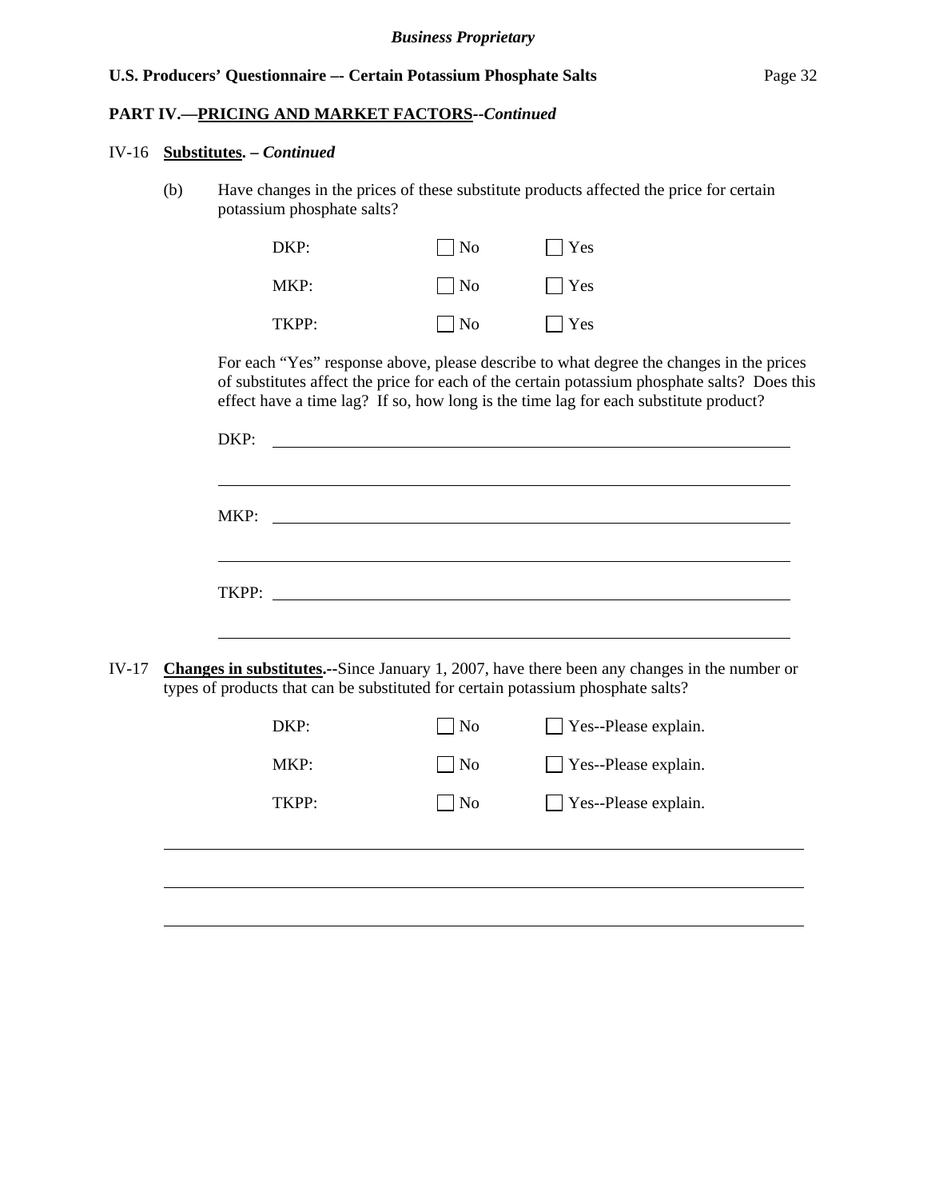**PART IV.—PRICING AND MARKET FACTORS--*Continued***

IV-16 **Substitutes. – *Continued***

(b) Have changes in the prices of these substitute products affected the price for certain potassium phosphate salts?

| | | |
|---|---|---|
| DKP: | ☐ No | ☐ Yes |
| MKP: | ☐ No | ☐ Yes |
| TKPP: | ☐ No | ☐ Yes |

For each "Yes" response above, please describe to what degree the changes in the prices of substitutes affect the price for each of the certain potassium phosphate salts? Does this effect have a time lag? If so, how long is the time lag for each substitute product?

DKP: ______________________________________________________________

______________________________________________________________

MKP: ______________________________________________________________

______________________________________________________________

TKPP: ______________________________________________________________

______________________________________________________________

IV-17 **Changes in substitutes.**--Since January 1, 2007, have there been any changes in the number or types of products that can be substituted for certain potassium phosphate salts?

| | | |
|---|---|---|
| DKP: | ☐ No | ☐ Yes--Please explain. |
| MKP: | ☐ No | ☐ Yes--Please explain. |
| TKPP: | ☐ No | ☐ Yes--Please explain. |

______________________________________________________________

______________________________________________________________

______________________________________________________________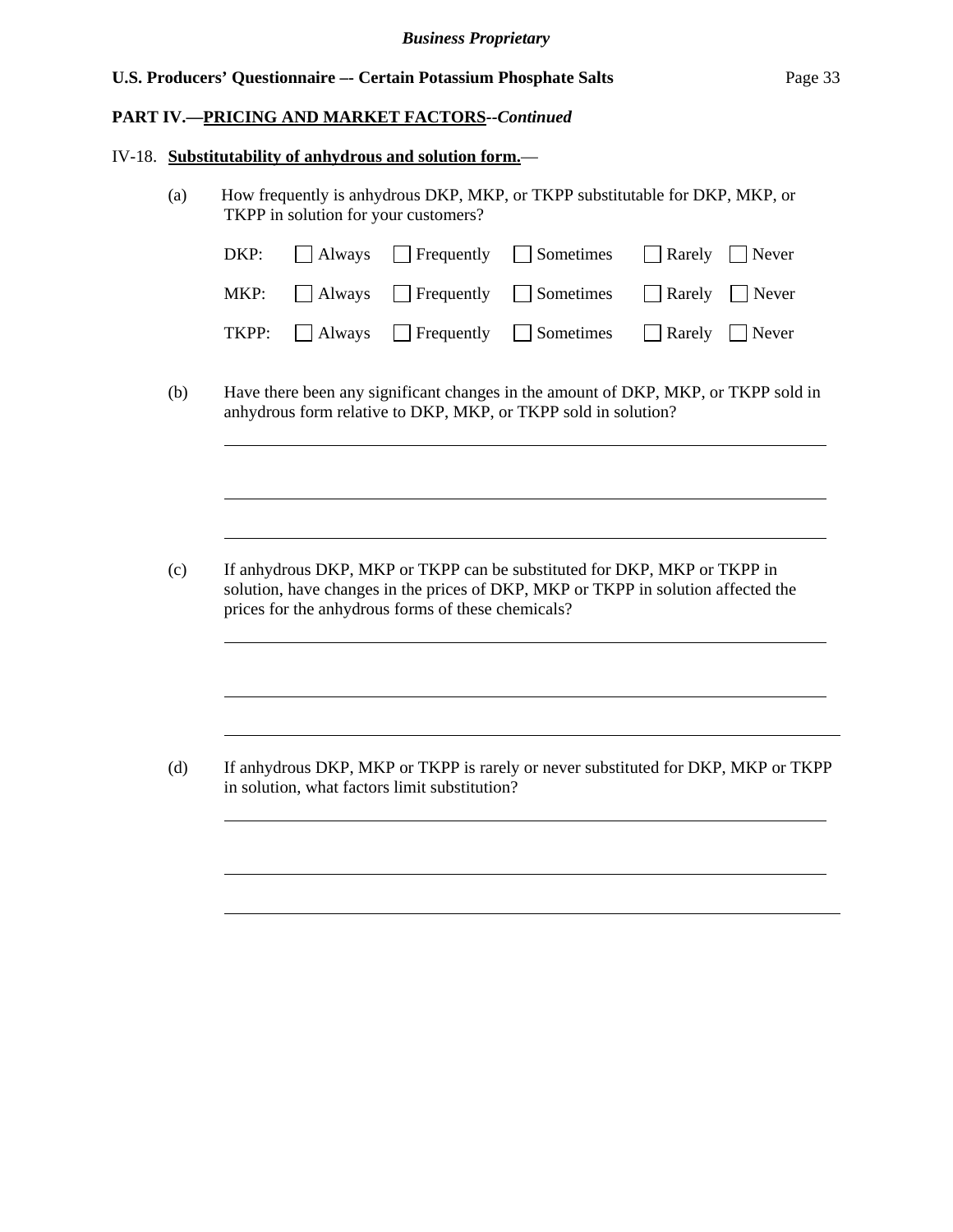**PART IV.—PRICING AND MARKET FACTORS--*Continued***

IV-18. **Substitutability of anhydrous and solution form.**—

(a) How frequently is anhydrous DKP, MKP, or TKPP substitutable for DKP, MKP, or TKPP in solution for your customers?

| | | | | | |
|---|---|---|---|---|---|
| DKP: | ☐ Always | ☐ Frequently | ☐ Sometimes | ☐ Rarely | ☐ Never |
| MKP: | ☐ Always | ☐ Frequently | ☐ Sometimes | ☐ Rarely | ☐ Never |
| TKPP: | ☐ Always | ☐ Frequently | ☐ Sometimes | ☐ Rarely | ☐ Never |

(b) Have there been any significant changes in the amount of DKP, MKP, or TKPP sold in anhydrous form relative to DKP, MKP, or TKPP sold in solution?

\_\_\_\_\_\_\_\_\_\_\_\_\_\_\_\_\_\_\_\_\_\_\_\_\_\_\_\_\_\_\_\_\_\_\_\_\_\_\_\_\_\_\_\_\_\_\_\_\_\_\_\_\_\_\_\_\_\_\_\_\_\_\_\_\_\_\_\_\_\_

\_\_\_\_\_\_\_\_\_\_\_\_\_\_\_\_\_\_\_\_\_\_\_\_\_\_\_\_\_\_\_\_\_\_\_\_\_\_\_\_\_\_\_\_\_\_\_\_\_\_\_\_\_\_\_\_\_\_\_\_\_\_\_\_\_\_\_\_\_\_

\_\_\_\_\_\_\_\_\_\_\_\_\_\_\_\_\_\_\_\_\_\_\_\_\_\_\_\_\_\_\_\_\_\_\_\_\_\_\_\_\_\_\_\_\_\_\_\_\_\_\_\_\_\_\_\_\_\_\_\_\_\_\_\_\_\_\_\_\_\_

(c) If anhydrous DKP, MKP or TKPP can be substituted for DKP, MKP or TKPP in solution, have changes in the prices of DKP, MKP or TKPP in solution affected the prices for the anhydrous forms of these chemicals?

\_\_\_\_\_\_\_\_\_\_\_\_\_\_\_\_\_\_\_\_\_\_\_\_\_\_\_\_\_\_\_\_\_\_\_\_\_\_\_\_\_\_\_\_\_\_\_\_\_\_\_\_\_\_\_\_\_\_\_\_\_\_\_\_\_\_\_\_\_\_

\_\_\_\_\_\_\_\_\_\_\_\_\_\_\_\_\_\_\_\_\_\_\_\_\_\_\_\_\_\_\_\_\_\_\_\_\_\_\_\_\_\_\_\_\_\_\_\_\_\_\_\_\_\_\_\_\_\_\_\_\_\_\_\_\_\_\_\_\_\_

\_\_\_\_\_\_\_\_\_\_\_\_\_\_\_\_\_\_\_\_\_\_\_\_\_\_\_\_\_\_\_\_\_\_\_\_\_\_\_\_\_\_\_\_\_\_\_\_\_\_\_\_\_\_\_\_\_\_\_\_\_\_\_\_\_\_\_\_\_\_

(d) If anhydrous DKP, MKP or TKPP is rarely or never substituted for DKP, MKP or TKPP in solution, what factors limit substitution?

\_\_\_\_\_\_\_\_\_\_\_\_\_\_\_\_\_\_\_\_\_\_\_\_\_\_\_\_\_\_\_\_\_\_\_\_\_\_\_\_\_\_\_\_\_\_\_\_\_\_\_\_\_\_\_\_\_\_\_\_\_\_\_\_\_\_\_\_\_\_

\_\_\_\_\_\_\_\_\_\_\_\_\_\_\_\_\_\_\_\_\_\_\_\_\_\_\_\_\_\_\_\_\_\_\_\_\_\_\_\_\_\_\_\_\_\_\_\_\_\_\_\_\_\_\_\_\_\_\_\_\_\_\_\_\_\_\_\_\_\_

\_\_\_\_\_\_\_\_\_\_\_\_\_\_\_\_\_\_\_\_\_\_\_\_\_\_\_\_\_\_\_\_\_\_\_\_\_\_\_\_\_\_\_\_\_\_\_\_\_\_\_\_\_\_\_\_\_\_\_\_\_\_\_\_\_\_\_\_\_\_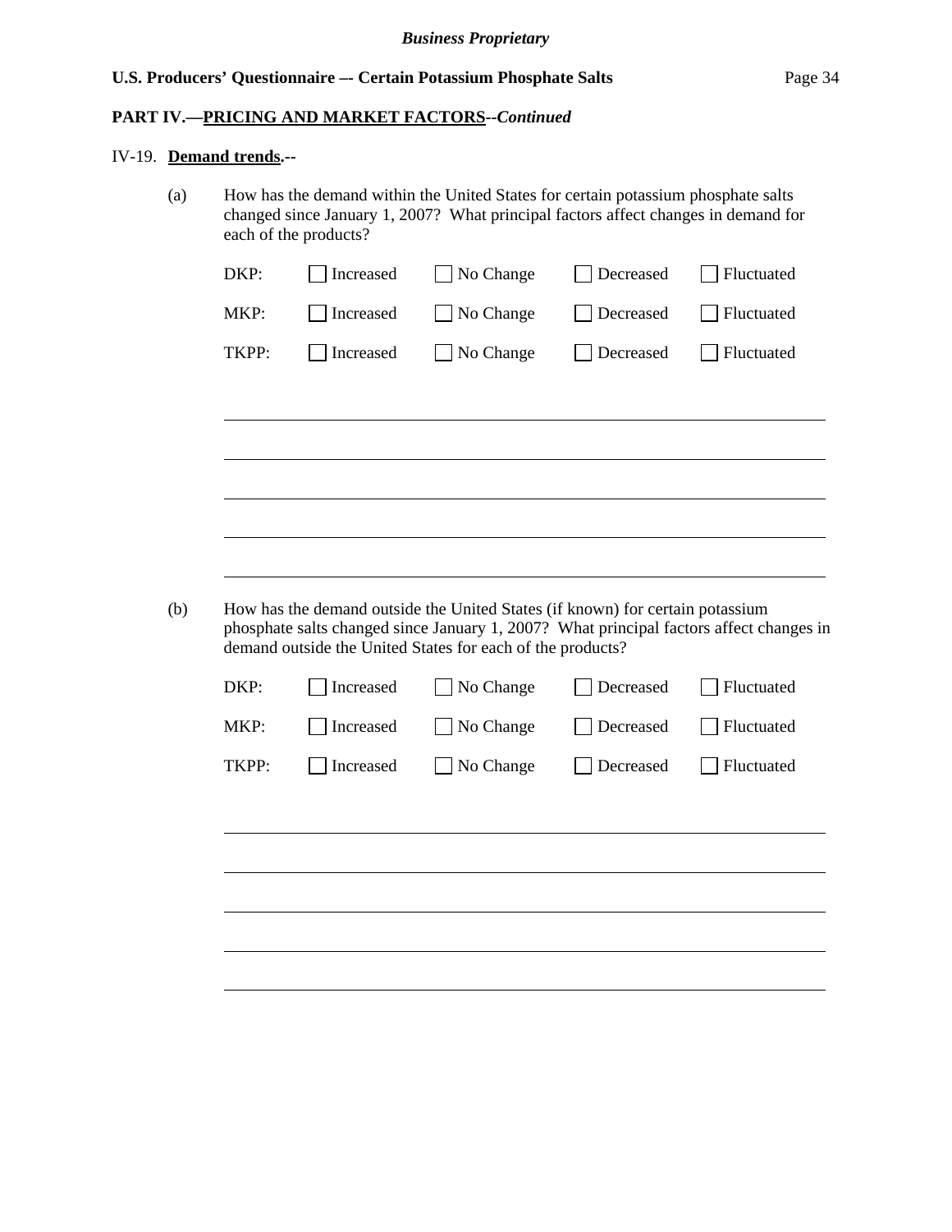**PART IV.—PRICING AND MARKET FACTORS--*Continued***

IV-19. **Demand trends.--**

(a) How has the demand within the United States for certain potassium phosphate salts changed since January 1, 2007? What principal factors affect changes in demand for each of the products?

| | | | | |
|---|---|---|---|---|
| DKP: | ☐ Increased | ☐ No Change | ☐ Decreased | ☐ Fluctuated |
| MKP: | ☐ Increased | ☐ No Change | ☐ Decreased | ☐ Fluctuated |
| TKPP: | ☐ Increased | ☐ No Change | ☐ Decreased | ☐ Fluctuated |

______________________________________________________________________

______________________________________________________________________

______________________________________________________________________

______________________________________________________________________

______________________________________________________________________

(b) How has the demand outside the United States (if known) for certain potassium phosphate salts changed since January 1, 2007? What principal factors affect changes in demand outside the United States for each of the products?

| | | | | |
|---|---|---|---|---|
| DKP: | ☐ Increased | ☐ No Change | ☐ Decreased | ☐ Fluctuated |
| MKP: | ☐ Increased | ☐ No Change | ☐ Decreased | ☐ Fluctuated |
| TKPP: | ☐ Increased | ☐ No Change | ☐ Decreased | ☐ Fluctuated |

______________________________________________________________________

______________________________________________________________________

______________________________________________________________________

______________________________________________________________________

______________________________________________________________________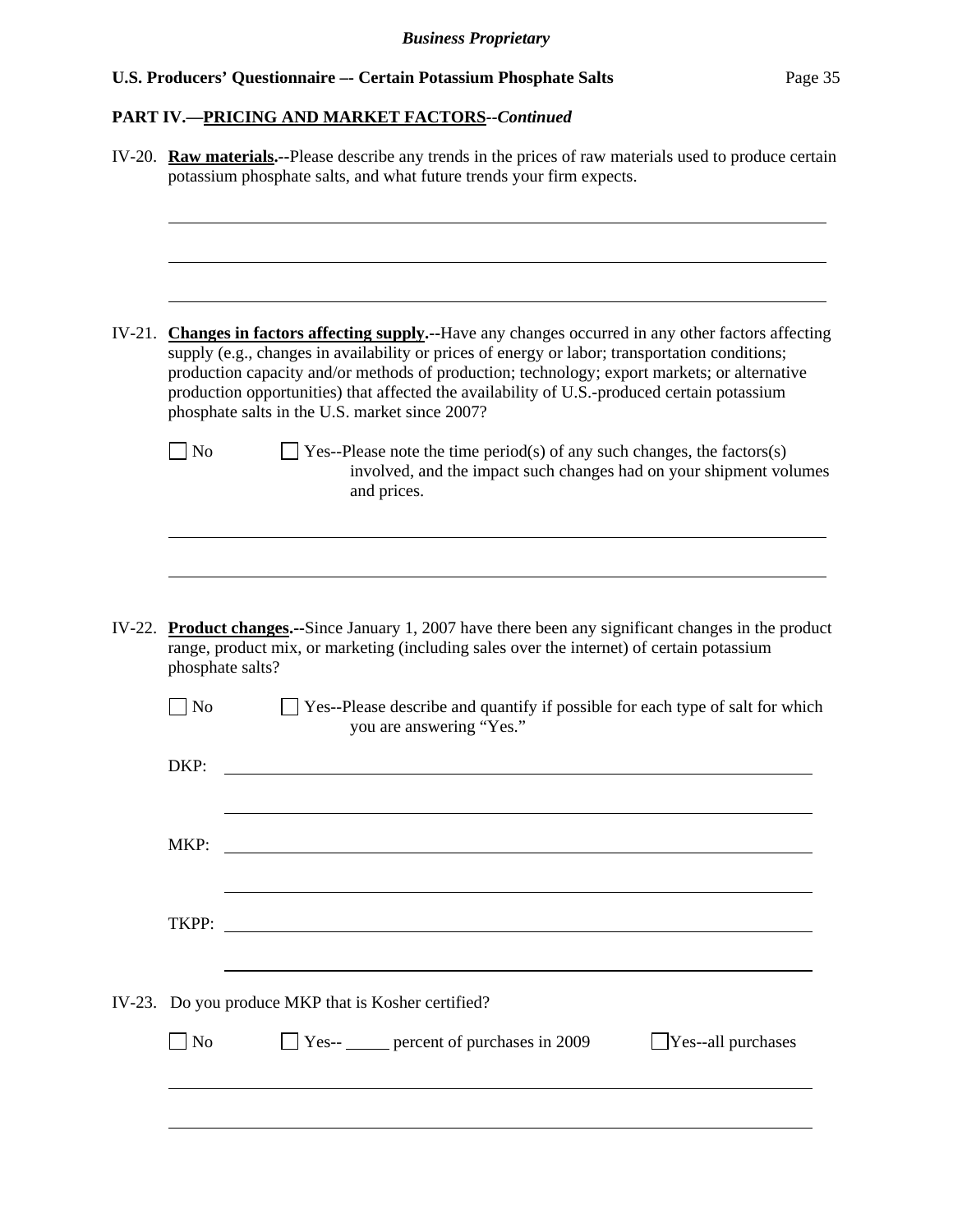## PART IV.—PRICING AND MARKET FACTORS--*Continued*

IV-20. **Raw materials.**--Please describe any trends in the prices of raw materials used to produce certain potassium phosphate salts, and what future trends your firm expects.

\_\_\_\_\_\_\_\_\_\_\_\_\_\_\_\_\_\_\_\_\_\_\_\_\_\_\_\_\_\_\_\_\_\_\_\_\_\_\_\_\_\_\_\_\_\_\_\_\_\_\_\_\_\_\_\_\_\_\_\_\_\_\_\_\_\_\_\_\_\_\_\_\_\_\_\_

\_\_\_\_\_\_\_\_\_\_\_\_\_\_\_\_\_\_\_\_\_\_\_\_\_\_\_\_\_\_\_\_\_\_\_\_\_\_\_\_\_\_\_\_\_\_\_\_\_\_\_\_\_\_\_\_\_\_\_\_\_\_\_\_\_\_\_\_\_\_\_\_\_\_\_\_

\_\_\_\_\_\_\_\_\_\_\_\_\_\_\_\_\_\_\_\_\_\_\_\_\_\_\_\_\_\_\_\_\_\_\_\_\_\_\_\_\_\_\_\_\_\_\_\_\_\_\_\_\_\_\_\_\_\_\_\_\_\_\_\_\_\_\_\_\_\_\_\_\_\_\_\_

IV-21. **Changes in factors affecting supply.**--Have any changes occurred in any other factors affecting supply (e.g., changes in availability or prices of energy or labor; transportation conditions; production capacity and/or methods of production; technology; export markets; or alternative production opportunities) that affected the availability of U.S.-produced certain potassium phosphate salts in the U.S. market since 2007?

☐ No ☐ Yes--Please note the time period(s) of any such changes, the factors(s) involved, and the impact such changes had on your shipment volumes and prices.

\_\_\_\_\_\_\_\_\_\_\_\_\_\_\_\_\_\_\_\_\_\_\_\_\_\_\_\_\_\_\_\_\_\_\_\_\_\_\_\_\_\_\_\_\_\_\_\_\_\_\_\_\_\_\_\_\_\_\_\_\_\_\_\_\_\_\_\_\_\_\_\_\_\_\_\_

\_\_\_\_\_\_\_\_\_\_\_\_\_\_\_\_\_\_\_\_\_\_\_\_\_\_\_\_\_\_\_\_\_\_\_\_\_\_\_\_\_\_\_\_\_\_\_\_\_\_\_\_\_\_\_\_\_\_\_\_\_\_\_\_\_\_\_\_\_\_\_\_\_\_\_\_

IV-22. **Product changes.**--Since January 1, 2007 have there been any significant changes in the product range, product mix, or marketing (including sales over the internet) of certain potassium phosphate salts?

☐ No ☐ Yes--Please describe and quantify if possible for each type of salt for which you are answering "Yes."

DKP: \_\_\_\_\_\_\_\_\_\_\_\_\_\_\_\_\_\_\_\_\_\_\_\_\_\_\_\_\_\_\_\_\_\_\_\_\_\_\_\_\_\_\_\_\_\_\_\_\_\_\_\_\_\_\_\_\_\_\_\_\_\_\_\_\_\_\_\_

\_\_\_\_\_\_\_\_\_\_\_\_\_\_\_\_\_\_\_\_\_\_\_\_\_\_\_\_\_\_\_\_\_\_\_\_\_\_\_\_\_\_\_\_\_\_\_\_\_\_\_\_\_\_\_\_\_\_\_\_\_\_\_\_\_\_\_\_\_\_\_\_

MKP: \_\_\_\_\_\_\_\_\_\_\_\_\_\_\_\_\_\_\_\_\_\_\_\_\_\_\_\_\_\_\_\_\_\_\_\_\_\_\_\_\_\_\_\_\_\_\_\_\_\_\_\_\_\_\_\_\_\_\_\_\_\_\_\_\_\_\_\_

\_\_\_\_\_\_\_\_\_\_\_\_\_\_\_\_\_\_\_\_\_\_\_\_\_\_\_\_\_\_\_\_\_\_\_\_\_\_\_\_\_\_\_\_\_\_\_\_\_\_\_\_\_\_\_\_\_\_\_\_\_\_\_\_\_\_\_\_\_\_\_\_

TKPP: \_\_\_\_\_\_\_\_\_\_\_\_\_\_\_\_\_\_\_\_\_\_\_\_\_\_\_\_\_\_\_\_\_\_\_\_\_\_\_\_\_\_\_\_\_\_\_\_\_\_\_\_\_\_\_\_\_\_\_\_\_\_\_\_\_\_\_\_

\_\_\_\_\_\_\_\_\_\_\_\_\_\_\_\_\_\_\_\_\_\_\_\_\_\_\_\_\_\_\_\_\_\_\_\_\_\_\_\_\_\_\_\_\_\_\_\_\_\_\_\_\_\_\_\_\_\_\_\_\_\_\_\_\_\_\_\_\_\_\_\_

IV-23. Do you produce MKP that is Kosher certified?

☐ No ☐ Yes-- \_\_\_\_\_ percent of purchases in 2009 ☐ Yes--all purchases

\_\_\_\_\_\_\_\_\_\_\_\_\_\_\_\_\_\_\_\_\_\_\_\_\_\_\_\_\_\_\_\_\_\_\_\_\_\_\_\_\_\_\_\_\_\_\_\_\_\_\_\_\_\_\_\_\_\_\_\_\_\_\_\_\_\_\_\_\_\_\_\_\_\_\_\_

\_\_\_\_\_\_\_\_\_\_\_\_\_\_\_\_\_\_\_\_\_\_\_\_\_\_\_\_\_\_\_\_\_\_\_\_\_\_\_\_\_\_\_\_\_\_\_\_\_\_\_\_\_\_\_\_\_\_\_\_\_\_\_\_\_\_\_\_\_\_\_\_\_\_\_\_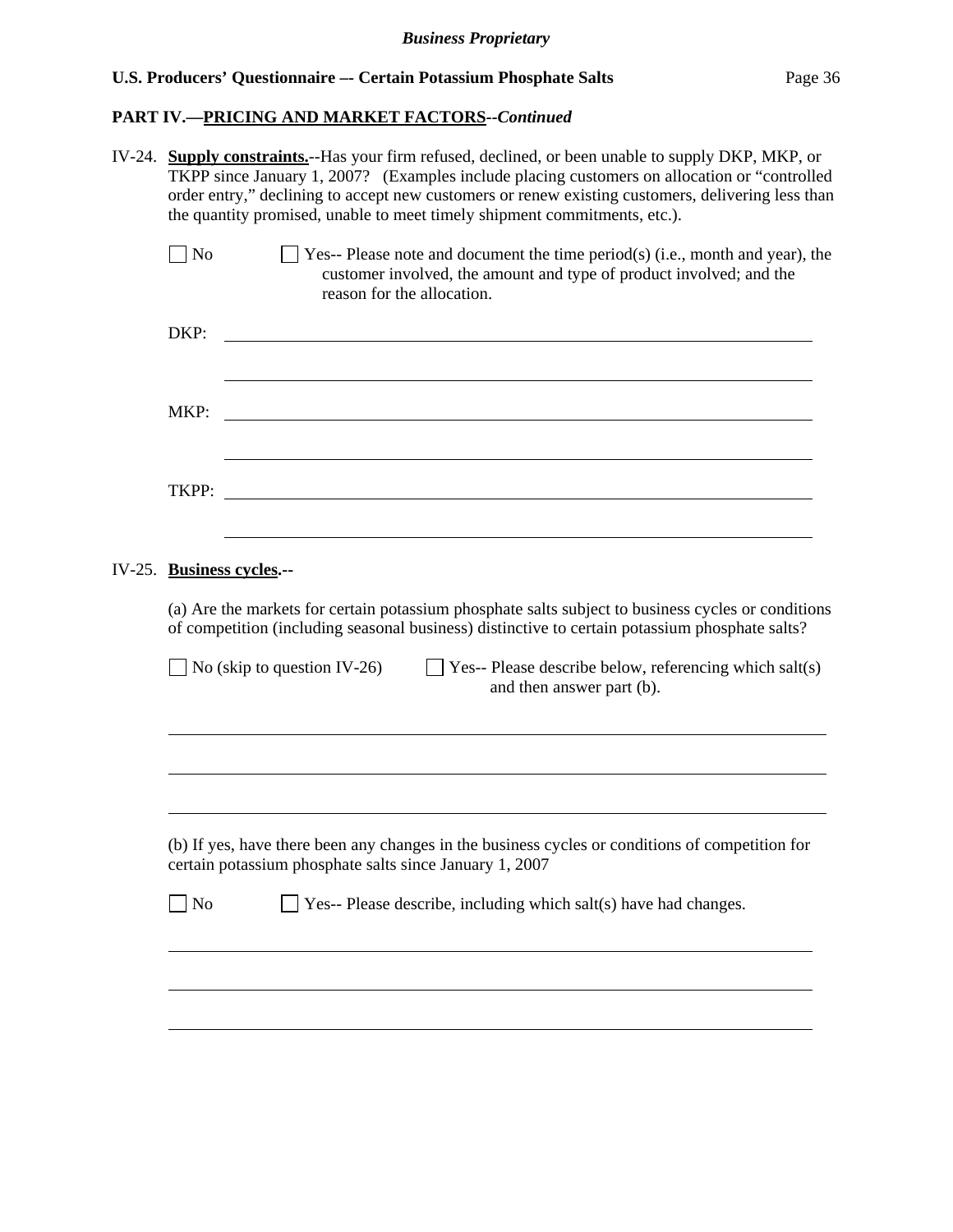## PART IV.—PRICING AND MARKET FACTORS--*Continued*

IV-24. **Supply constraints.**--Has your firm refused, declined, or been unable to supply DKP, MKP, or TKPP since January 1, 2007? (Examples include placing customers on allocation or "controlled order entry," declining to accept new customers or renew existing customers, delivering less than the quantity promised, unable to meet timely shipment commitments, etc.).

☐ No ☐ Yes-- Please note and document the time period(s) (i.e., month and year), the customer involved, the amount and type of product involved; and the reason for the allocation.

DKP: ______________________________________________

______________________________________________

MKP: ______________________________________________

______________________________________________

TKPP: ______________________________________________

______________________________________________

IV-25. **Business cycles.**--

(a) Are the markets for certain potassium phosphate salts subject to business cycles or conditions of competition (including seasonal business) distinctive to certain potassium phosphate salts?

☐ No (skip to question IV-26) ☐ Yes-- Please describe below, referencing which salt(s) and then answer part (b).

______________________________________________

______________________________________________

______________________________________________

(b) If yes, have there been any changes in the business cycles or conditions of competition for certain potassium phosphate salts since January 1, 2007

☐ No ☐ Yes-- Please describe, including which salt(s) have had changes.

______________________________________________

______________________________________________

______________________________________________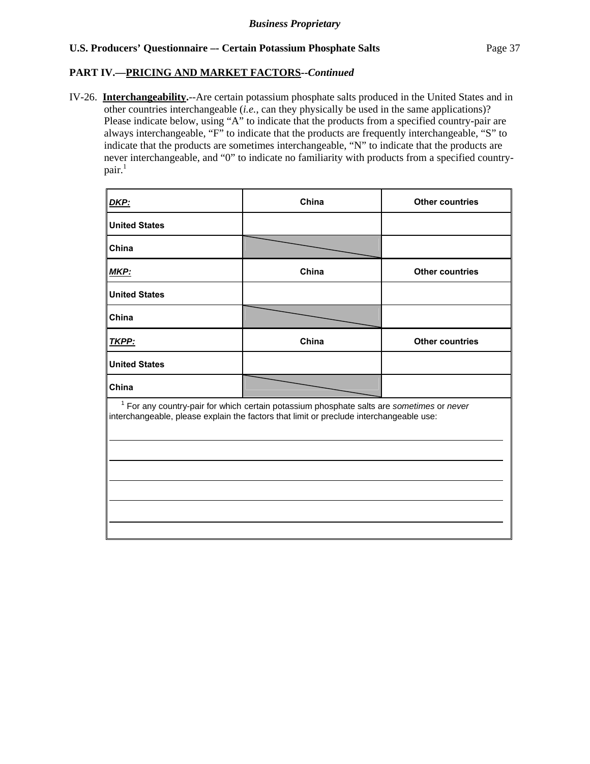**PART IV.—PRICING AND MARKET FACTORS*--Continued***

IV-26. **Interchangeability.**--Are certain potassium phosphate salts produced in the United States and in other countries interchangeable (*i.e.*, can they physically be used in the same applications)? Please indicate below, using "A" to indicate that the products from a specified country-pair are always interchangeable, "F" to indicate that the products are frequently interchangeable, "S" to indicate that the products are sometimes interchangeable, "N" to indicate that the products are never interchangeable, and "0" to indicate no familiarity with products from a specified country-pair.[1]

| ***DKP:*** | **China** | **Other countries** |
|---|---|---|
| **United States** | | |
| **China** | | |
| ***MKP:*** | **China** | **Other countries** |
| **United States** | | |
| **China** | | |
| ***TKPP:*** | **China** | **Other countries** |
| **United States** | | |
| **China** | | |

[1] For any country-pair for which certain potassium phosphate salts are *sometimes* or *never* interchangeable, please explain the factors that limit or preclude interchangeable use:

______________________________________________________________________

______________________________________________________________________

______________________________________________________________________

______________________________________________________________________

______________________________________________________________________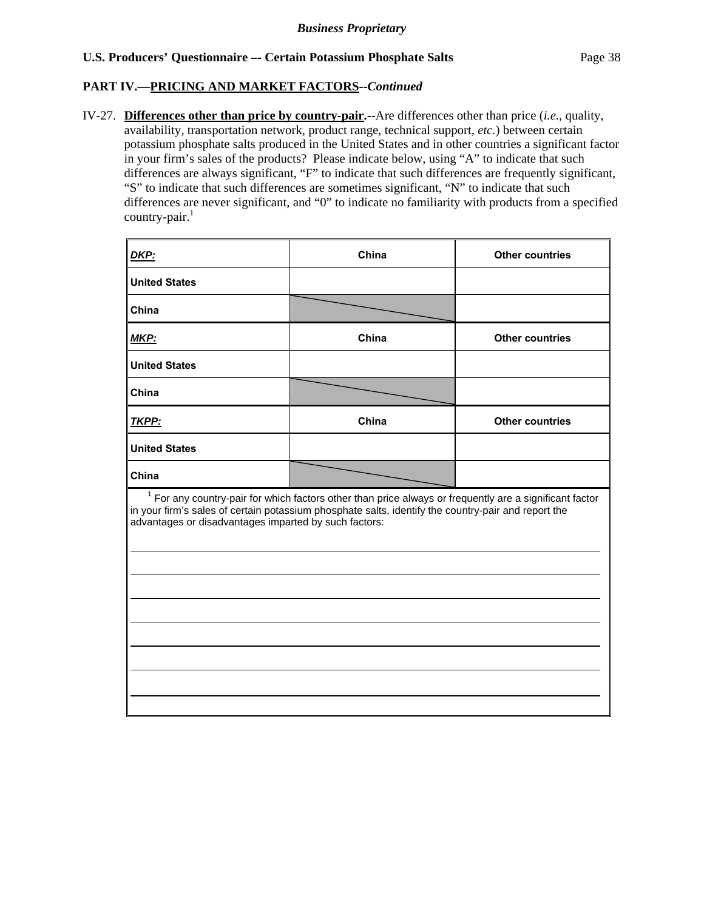*Business Proprietary*

**U.S. Producers' Questionnaire –- Certain Potassium Phosphate Salts**

**PART IV.—PRICING AND MARKET FACTORS--*Continued***

IV-27. **Differences other than price by country-pair.--**Are differences other than price (*i.e.*, quality, availability, transportation network, product range, technical support, *etc.*) between certain potassium phosphate salts produced in the United States and in other countries a significant factor in your firm's sales of the products? Please indicate below, using "A" to indicate that such differences are always significant, "F" to indicate that such differences are frequently significant, "S" to indicate that such differences are sometimes significant, "N" to indicate that such differences are never significant, and "0" to indicate no familiarity with products from a specified country-pair.[1]

| ***DKP:*** | **China** | **Other countries** |
|---|---|---|
| **United States** | | |
| **China** | | |
| ***MKP:*** | **China** | **Other countries** |
| **United States** | | |
| **China** | | |
| ***TKPP:*** | **China** | **Other countries** |
| **United States** | | |
| **China** | | |

[1] For any country-pair for which factors other than price always or frequently are a significant factor in your firm's sales of certain potassium phosphate salts, identify the country-pair and report the advantages or disadvantages imparted by such factors:

______________________________________________________________________

______________________________________________________________________

______________________________________________________________________

______________________________________________________________________

______________________________________________________________________

______________________________________________________________________

______________________________________________________________________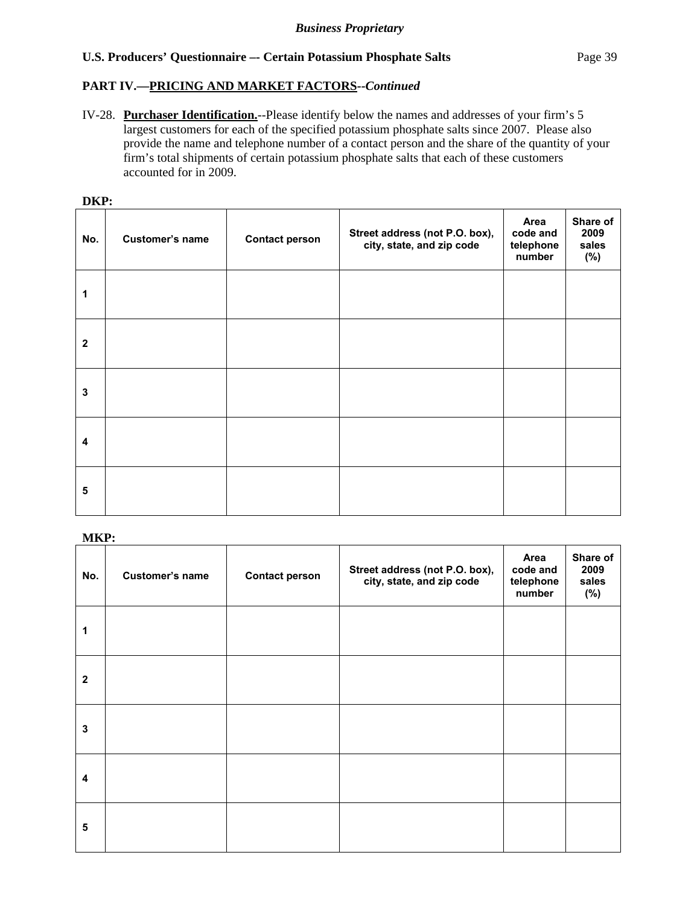**PART IV.—PRICING AND MARKET FACTORS--*Continued***

IV-28. **Purchaser Identification.**--Please identify below the names and addresses of your firm's 5 largest customers for each of the specified potassium phosphate salts since 2007. Please also provide the name and telephone number of a contact person and the share of the quantity of your firm's total shipments of certain potassium phosphate salts that each of these customers accounted for in 2009.

**DKP:**

| No. | Customer's name | Contact person | Street address (not P.O. box), city, state, and zip code | Area code and telephone number | Share of 2009 sales (%) |
|---|---|---|---|---|---|
| 1 | | | | | |
| 2 | | | | | |
| 3 | | | | | |
| 4 | | | | | |
| 5 | | | | | |

**MKP:**

| No. | Customer's name | Contact person | Street address (not P.O. box), city, state, and zip code | Area code and telephone number | Share of 2009 sales (%) |
|---|---|---|---|---|---|
| 1 | | | | | |
| 2 | | | | | |
| 3 | | | | | |
| 4 | | | | | |
| 5 | | | | | |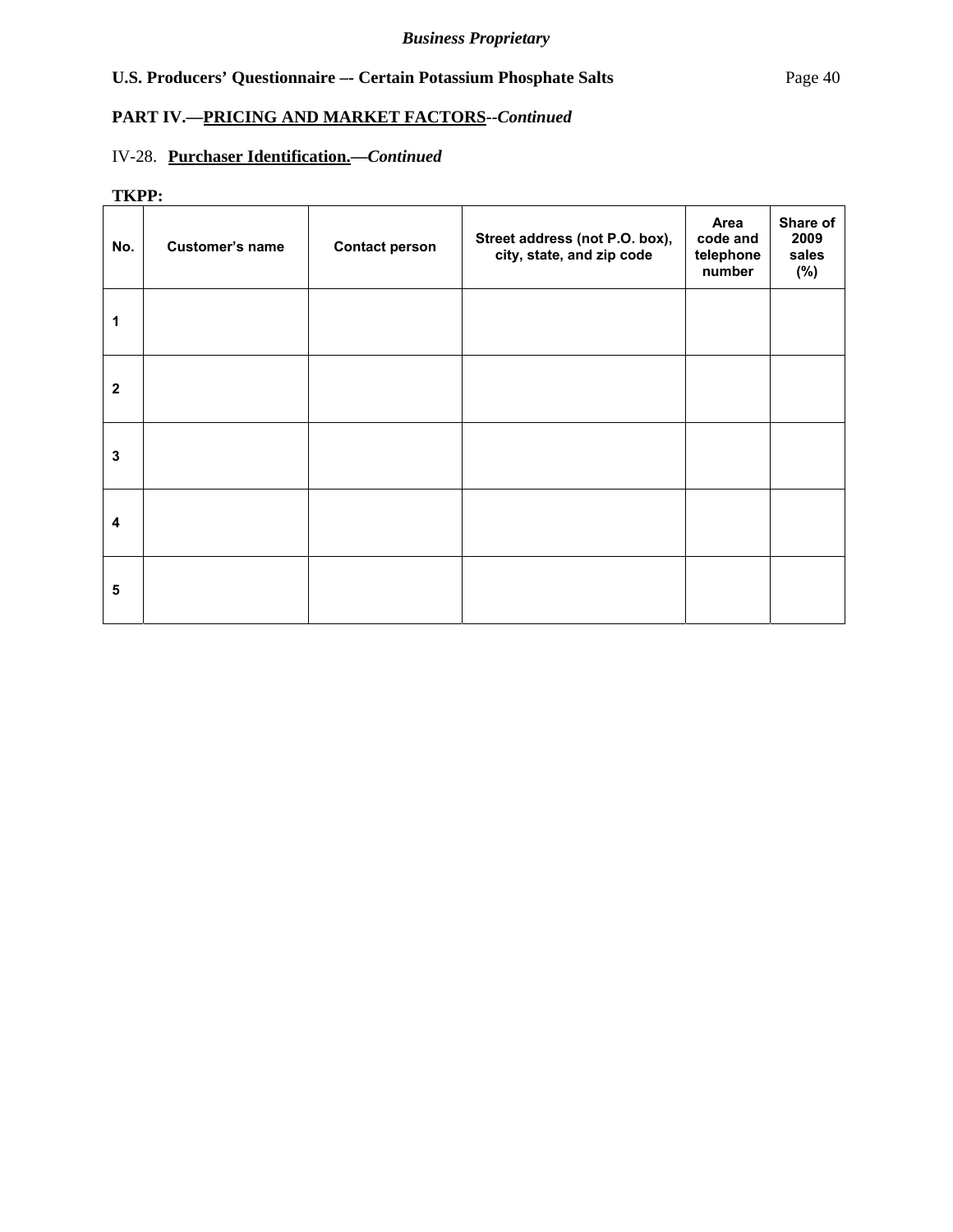*Business Proprietary*

**U.S. Producers' Questionnaire –- Certain Potassium Phosphate Salts**

**PART IV.—PRICING AND MARKET FACTORS--*Continued***

IV-28. **Purchaser Identification.—*Continued***

**TKPP:**

| No. | Customer's name | Contact person | Street address (not P.O. box), city, state, and zip code | Area code and telephone number | Share of 2009 sales (%) |
|---|---|---|---|---|---|
| 1 | | | | | |
| 2 | | | | | |
| 3 | | | | | |
| 4 | | | | | |
| 5 | | | | | |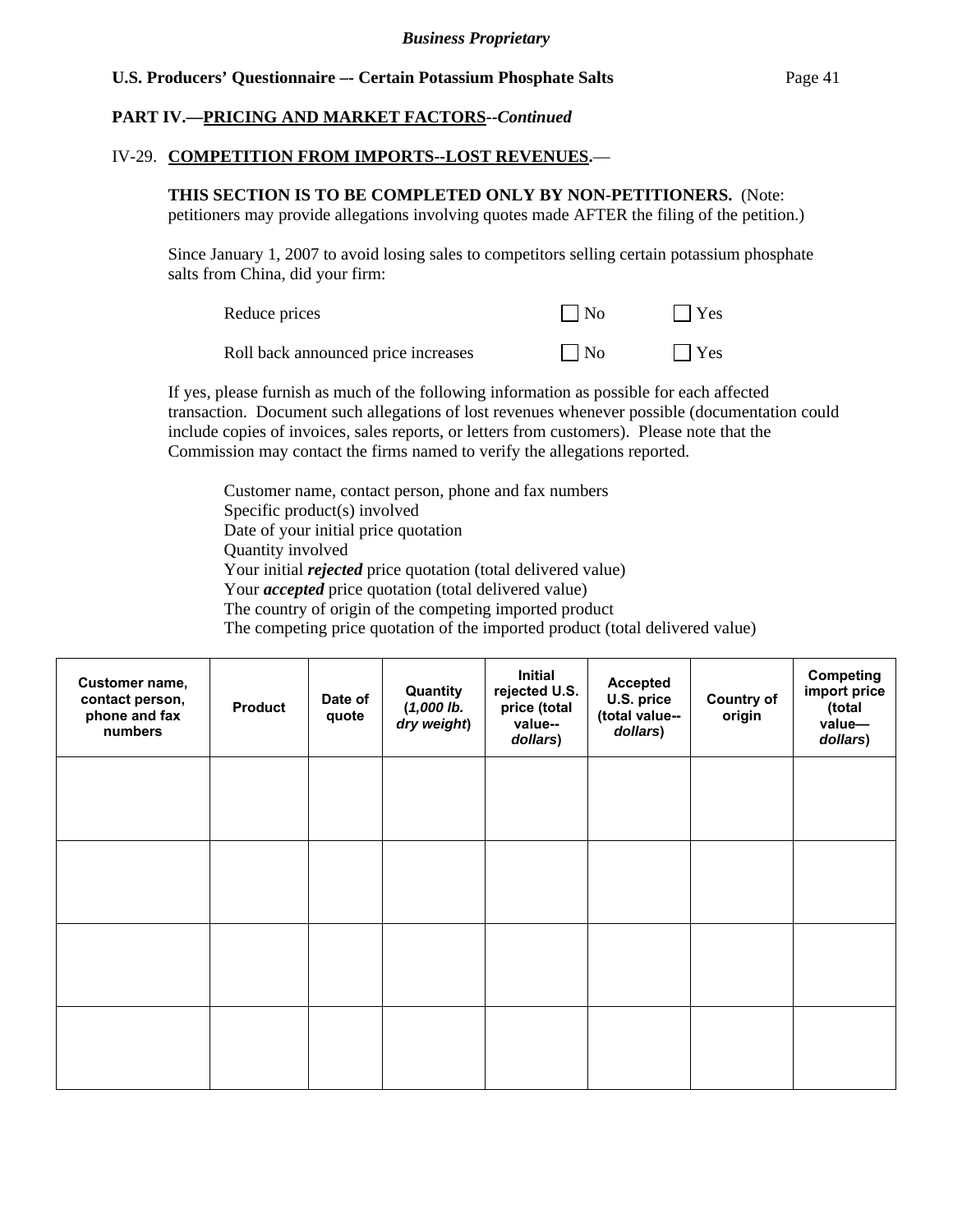**PART IV.—PRICING AND MARKET FACTORS--*Continued***

IV-29. **COMPETITION FROM IMPORTS--LOST REVENUES.**—

**THIS SECTION IS TO BE COMPLETED ONLY BY NON-PETITIONERS.** (Note: petitioners may provide allegations involving quotes made AFTER the filing of the petition.)

Since January 1, 2007 to avoid losing sales to competitors selling certain potassium phosphate salts from China, did your firm:

| | | |
|---|---|---|
| Reduce prices | ☐ No | ☐ Yes |
| Roll back announced price increases | ☐ No | ☐ Yes |

If yes, please furnish as much of the following information as possible for each affected transaction. Document such allegations of lost revenues whenever possible (documentation could include copies of invoices, sales reports, or letters from customers). Please note that the Commission may contact the firms named to verify the allegations reported.

Customer name, contact person, phone and fax numbers
Specific product(s) involved
Date of your initial price quotation
Quantity involved
Your initial ***rejected*** price quotation (total delivered value)
Your ***accepted*** price quotation (total delivered value)
The country of origin of the competing imported product
The competing price quotation of the imported product (total delivered value)

| Customer name, contact person, phone and fax numbers | Product | Date of quote | Quantity (*1,000 lb. dry weight*) | Initial rejected U.S. price (total value--*dollars*) | Accepted U.S. price (total value--*dollars*) | Country of origin | Competing import price (total value—*dollars*) |
|---|---|---|---|---|---|---|---|
| | | | | | | | |
| | | | | | | | |
| | | | | | | | |
| | | | | | | | |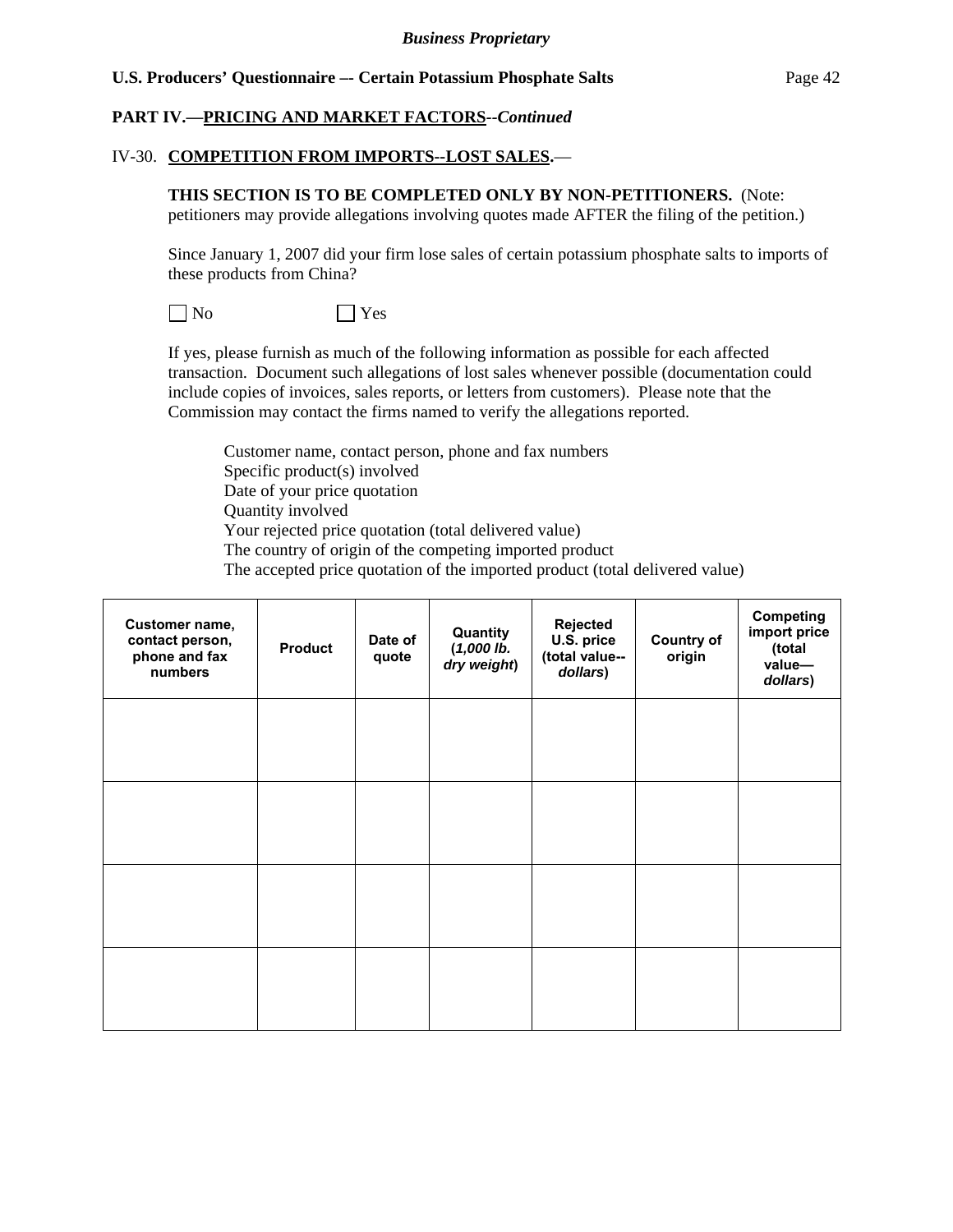*Business Proprietary*

**PART IV.—PRICING AND MARKET FACTORS**--*Continued*

IV-30. **COMPETITION FROM IMPORTS--LOST SALES.**—

**THIS SECTION IS TO BE COMPLETED ONLY BY NON-PETITIONERS.** (Note: petitioners may provide allegations involving quotes made AFTER the filing of the petition.)

Since January 1, 2007 did your firm lose sales of certain potassium phosphate salts to imports of these products from China?

☐ No ☐ Yes

If yes, please furnish as much of the following information as possible for each affected transaction. Document such allegations of lost sales whenever possible (documentation could include copies of invoices, sales reports, or letters from customers). Please note that the Commission may contact the firms named to verify the allegations reported.

Customer name, contact person, phone and fax numbers
Specific product(s) involved
Date of your price quotation
Quantity involved
Your rejected price quotation (total delivered value)
The country of origin of the competing imported product
The accepted price quotation of the imported product (total delivered value)

| Customer name, contact person, phone and fax numbers | Product | Date of quote | Quantity (*1,000 lb. dry weight*) | Rejected U.S. price (total value--*dollars*) | Country of origin | Competing import price (total value—*dollars*) |
|---|---|---|---|---|---|---|
| | | | | | | |
| | | | | | | |
| | | | | | | |
| | | | | | | |